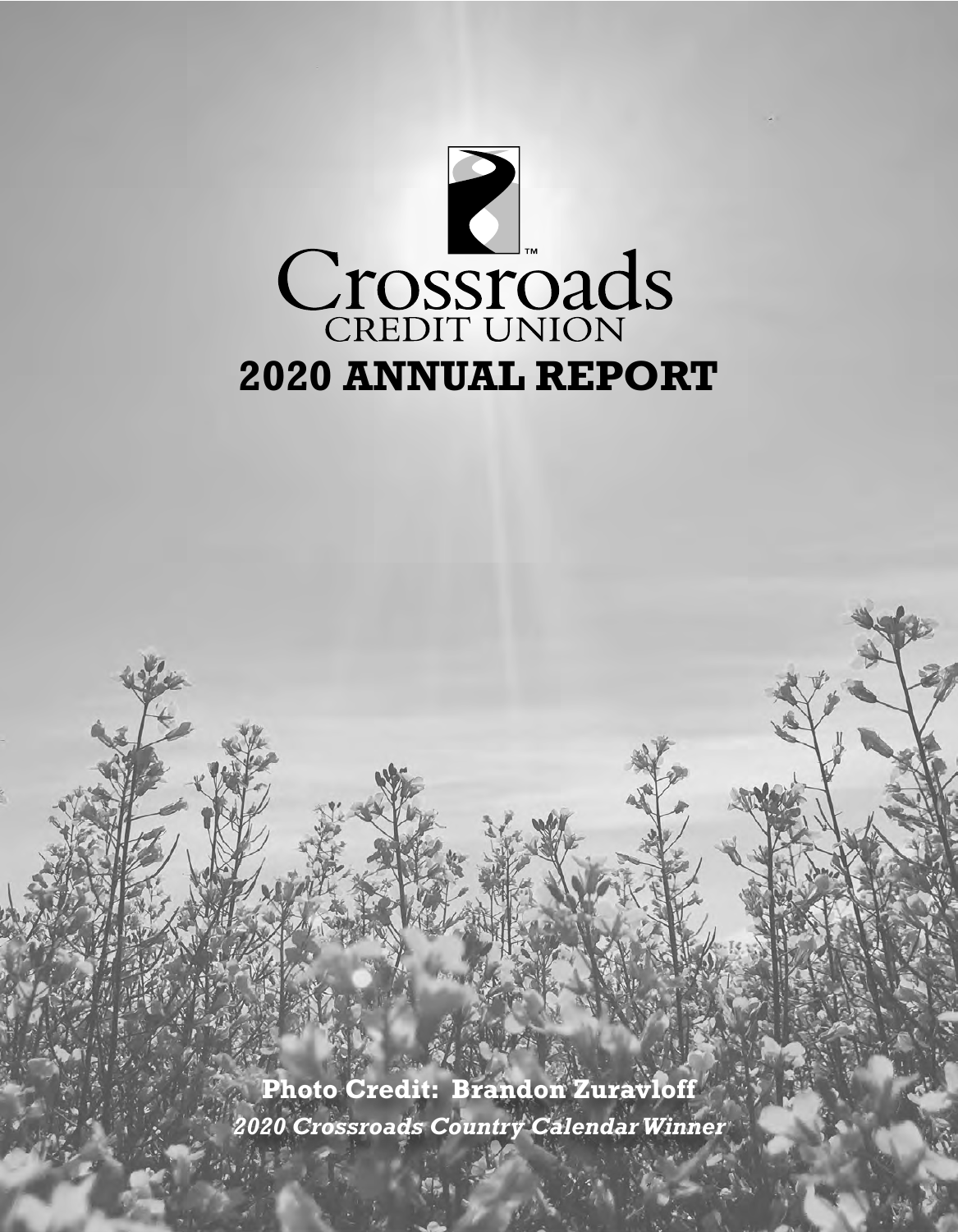# Crossroads™
## CREDIT UNION

# 2020 ANNUAL REPORT

**Photo Credit: Brandon Zuravloff**

***2020 Crossroads Country Calendar Winner***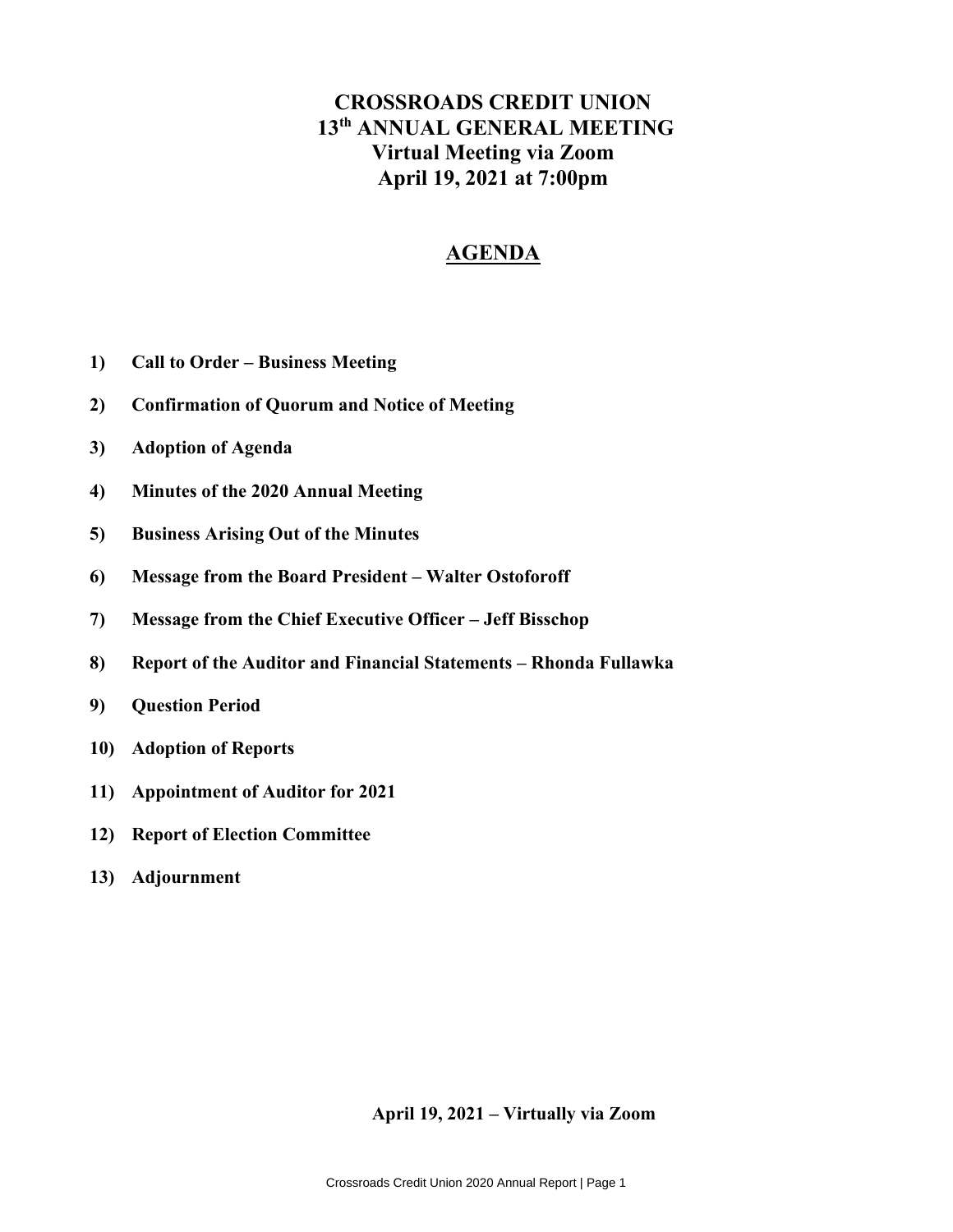# CROSSROADS CREDIT UNION
# 13th ANNUAL GENERAL MEETING
# Virtual Meeting via Zoom
# April 19, 2021 at 7:00pm

## AGENDA

1) **Call to Order – Business Meeting**
2) **Confirmation of Quorum and Notice of Meeting**
3) **Adoption of Agenda**
4) **Minutes of the 2020 Annual Meeting**
5) **Business Arising Out of the Minutes**
6) **Message from the Board President – Walter Ostoforoff**
7) **Message from the Chief Executive Officer – Jeff Bisschop**
8) **Report of the Auditor and Financial Statements – Rhonda Fullawka**
9) **Question Period**
10) **Adoption of Reports**
11) **Appointment of Auditor for 2021**
12) **Report of Election Committee**
13) **Adjournment**

**April 19, 2021 – Virtually via Zoom**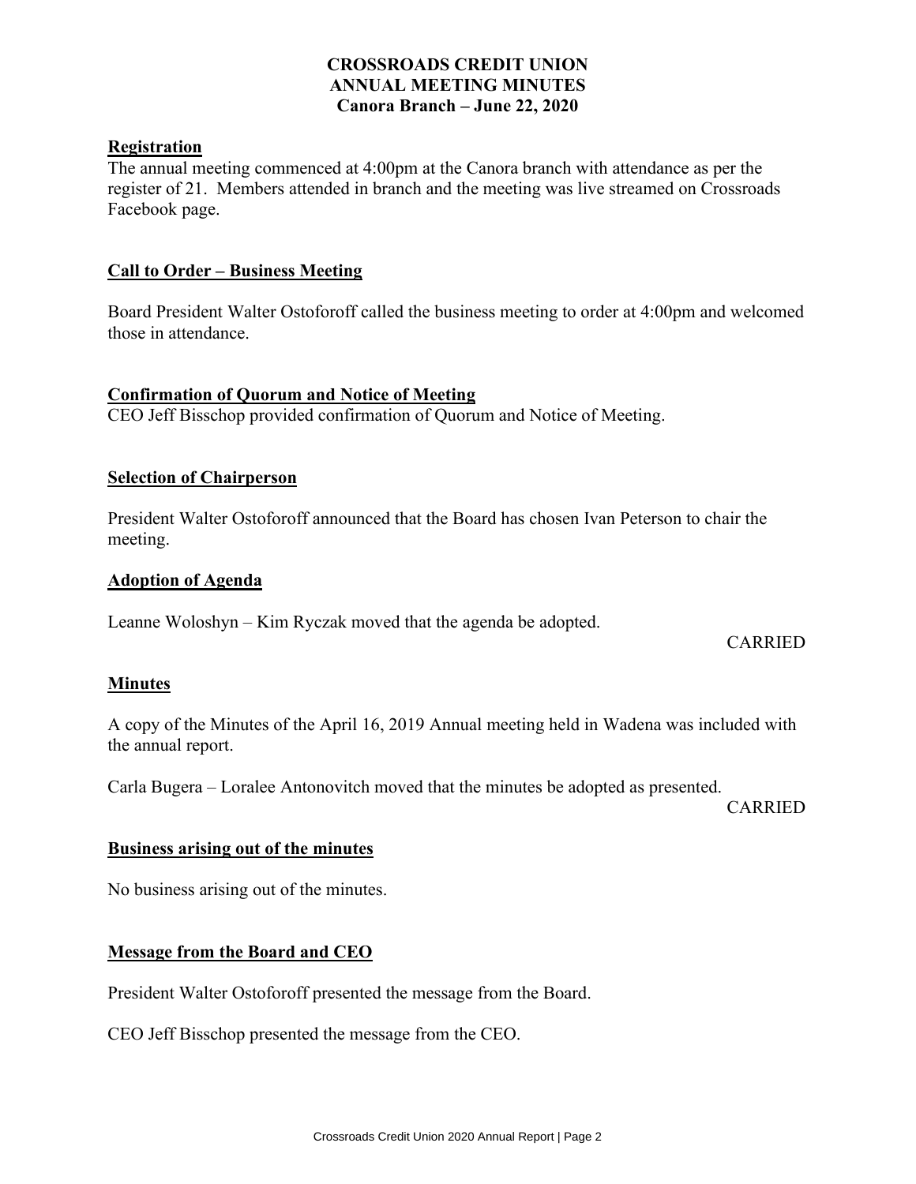**CROSSROADS CREDIT UNION**
**ANNUAL MEETING MINUTES**
**Canora Branch – June 22, 2020**

## Registration

The annual meeting commenced at 4:00pm at the Canora branch with attendance as per the register of 21. Members attended in branch and the meeting was live streamed on Crossroads Facebook page.

## Call to Order – Business Meeting

Board President Walter Ostoforoff called the business meeting to order at 4:00pm and welcomed those in attendance.

## Confirmation of Quorum and Notice of Meeting

CEO Jeff Bisschop provided confirmation of Quorum and Notice of Meeting.

## Selection of Chairperson

President Walter Ostoforoff announced that the Board has chosen Ivan Peterson to chair the meeting.

## Adoption of Agenda

Leanne Woloshyn – Kim Ryczak moved that the agenda be adopted.

CARRIED

## Minutes

A copy of the Minutes of the April 16, 2019 Annual meeting held in Wadena was included with the annual report.

Carla Bugera – Loralee Antonovitch moved that the minutes be adopted as presented.

CARRIED

## Business arising out of the minutes

No business arising out of the minutes.

## Message from the Board and CEO

President Walter Ostoforoff presented the message from the Board.

CEO Jeff Bisschop presented the message from the CEO.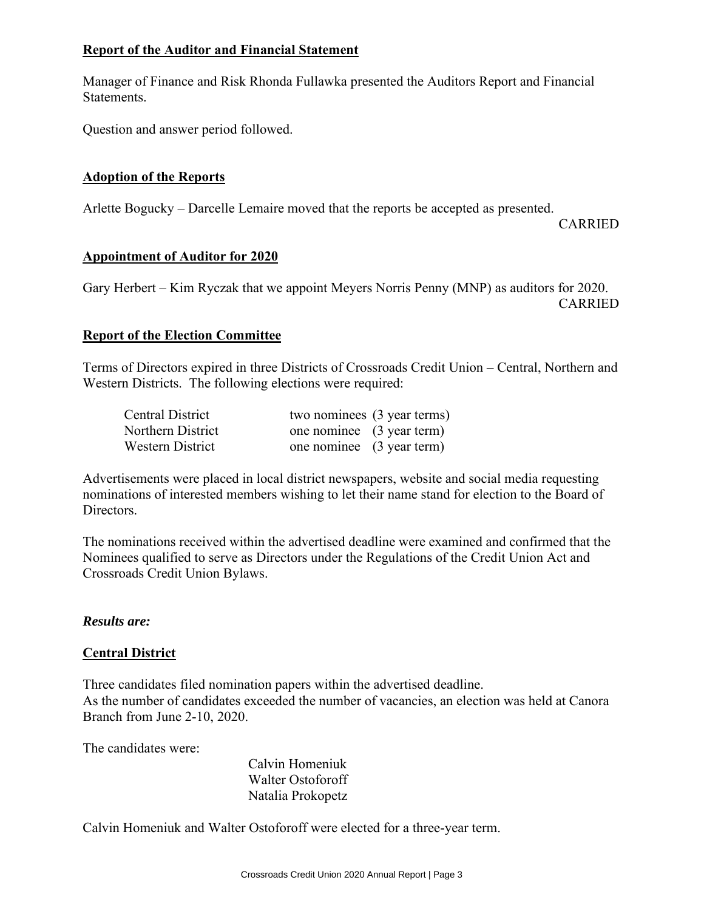## Report of the Auditor and Financial Statement

Manager of Finance and Risk Rhonda Fullawka presented the Auditors Report and Financial Statements.

Question and answer period followed.

## Adoption of the Reports

Arlette Bogucky – Darcelle Lemaire moved that the reports be accepted as presented.

CARRIED

## Appointment of Auditor for 2020

Gary Herbert – Kim Ryczak that we appoint Meyers Norris Penny (MNP) as auditors for 2020.

CARRIED

## Report of the Election Committee

Terms of Directors expired in three Districts of Crossroads Credit Union – Central, Northern and Western Districts. The following elections were required:

| | |
|---|---|
| Central District | two nominees (3 year terms) |
| Northern District | one nominee (3 year term) |
| Western District | one nominee (3 year term) |

Advertisements were placed in local district newspapers, website and social media requesting nominations of interested members wishing to let their name stand for election to the Board of Directors.

The nominations received within the advertised deadline were examined and confirmed that the Nominees qualified to serve as Directors under the Regulations of the Credit Union Act and Crossroads Credit Union Bylaws.

***Results are:***

## Central District

Three candidates filed nomination papers within the advertised deadline.
As the number of candidates exceeded the number of vacancies, an election was held at Canora Branch from June 2-10, 2020.

The candidates were:

Calvin Homeniuk
Walter Ostoforoff
Natalia Prokopetz

Calvin Homeniuk and Walter Ostoforoff were elected for a three-year term.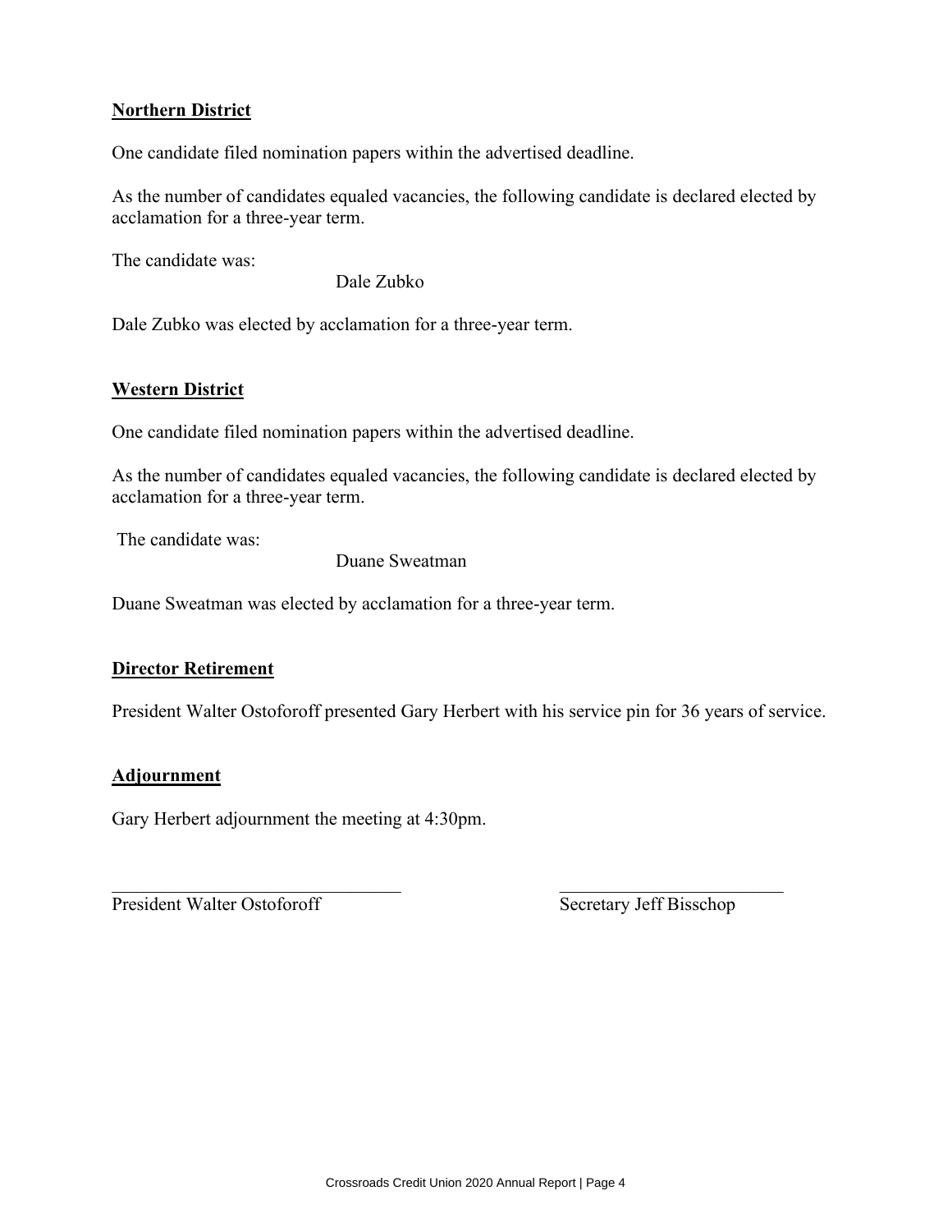**Northern District**

One candidate filed nomination papers within the advertised deadline.

As the number of candidates equaled vacancies, the following candidate is declared elected by acclamation for a three-year term.

The candidate was:

Dale Zubko

Dale Zubko was elected by acclamation for a three-year term.

**Western District**

One candidate filed nomination papers within the advertised deadline.

As the number of candidates equaled vacancies, the following candidate is declared elected by acclamation for a three-year term.

The candidate was:

Duane Sweatman

Duane Sweatman was elected by acclamation for a three-year term.

**Director Retirement**

President Walter Ostoforoff presented Gary Herbert with his service pin for 36 years of service.

**Adjournment**

Gary Herbert adjournment the meeting at 4:30pm.

\_\_\_\_\_\_\_\_\_\_\_\_\_\_\_\_\_\_\_\_\_\_\_\_\_\_\_\_\_\_ \_\_\_\_\_\_\_\_\_\_\_\_\_\_\_\_\_\_\_\_\_\_\_\_\_\_\_\_\_\_

President Walter Ostoforoff Secretary Jeff Bisschop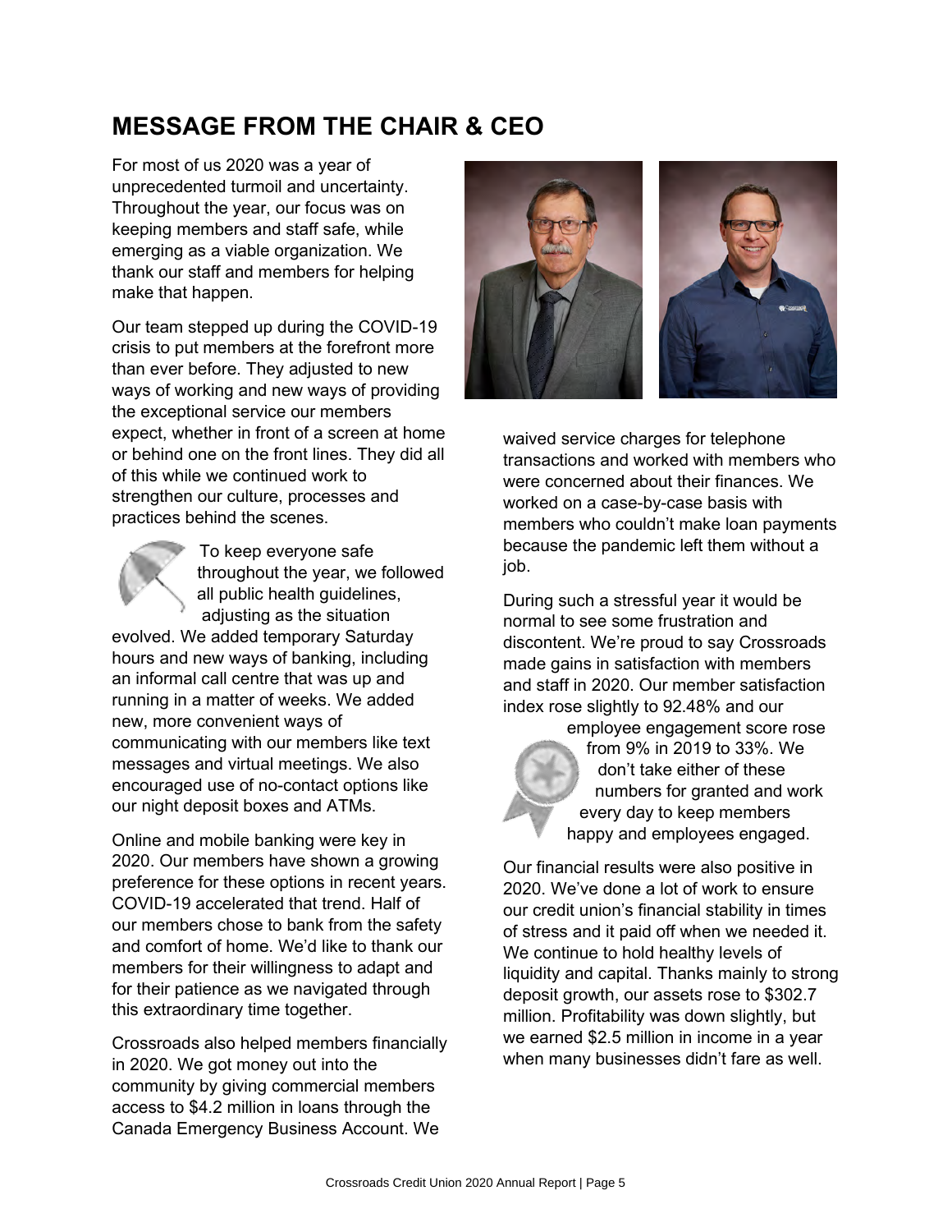## MESSAGE FROM THE CHAIR & CEO

For most of us 2020 was a year of unprecedented turmoil and uncertainty. Throughout the year, our focus was on keeping members and staff safe, while emerging as a viable organization. We thank our staff and members for helping make that happen.

Our team stepped up during the COVID-19 crisis to put members at the forefront more than ever before. They adjusted to new ways of working and new ways of providing the exceptional service our members expect, whether in front of a screen at home or behind one on the front lines. They did all of this while we continued work to strengthen our culture, processes and practices behind the scenes.

To keep everyone safe throughout the year, we followed all public health guidelines, adjusting as the situation evolved. We added temporary Saturday hours and new ways of banking, including an informal call centre that was up and running in a matter of weeks. We added new, more convenient ways of communicating with our members like text messages and virtual meetings. We also encouraged use of no-contact options like our night deposit boxes and ATMs.

Online and mobile banking were key in 2020. Our members have shown a growing preference for these options in recent years. COVID-19 accelerated that trend. Half of our members chose to bank from the safety and comfort of home. We'd like to thank our members for their willingness to adapt and for their patience as we navigated through this extraordinary time together.

Crossroads also helped members financially in 2020. We got money out into the community by giving commercial members access to $4.2 million in loans through the Canada Emergency Business Account. We waived service charges for telephone transactions and worked with members who were concerned about their finances. We worked on a case-by-case basis with members who couldn't make loan payments because the pandemic left them without a job.

During such a stressful year it would be normal to see some frustration and discontent. We're proud to say Crossroads made gains in satisfaction with members and staff in 2020. Our member satisfaction index rose slightly to 92.48% and our employee engagement score rose from 9% in 2019 to 33%. We don't take either of these numbers for granted and work every day to keep members happy and employees engaged.

Our financial results were also positive in 2020. We've done a lot of work to ensure our credit union's financial stability in times of stress and it paid off when we needed it. We continue to hold healthy levels of liquidity and capital. Thanks mainly to strong deposit growth, our assets rose to $302.7 million. Profitability was down slightly, but we earned $2.5 million in income in a year when many businesses didn't fare as well.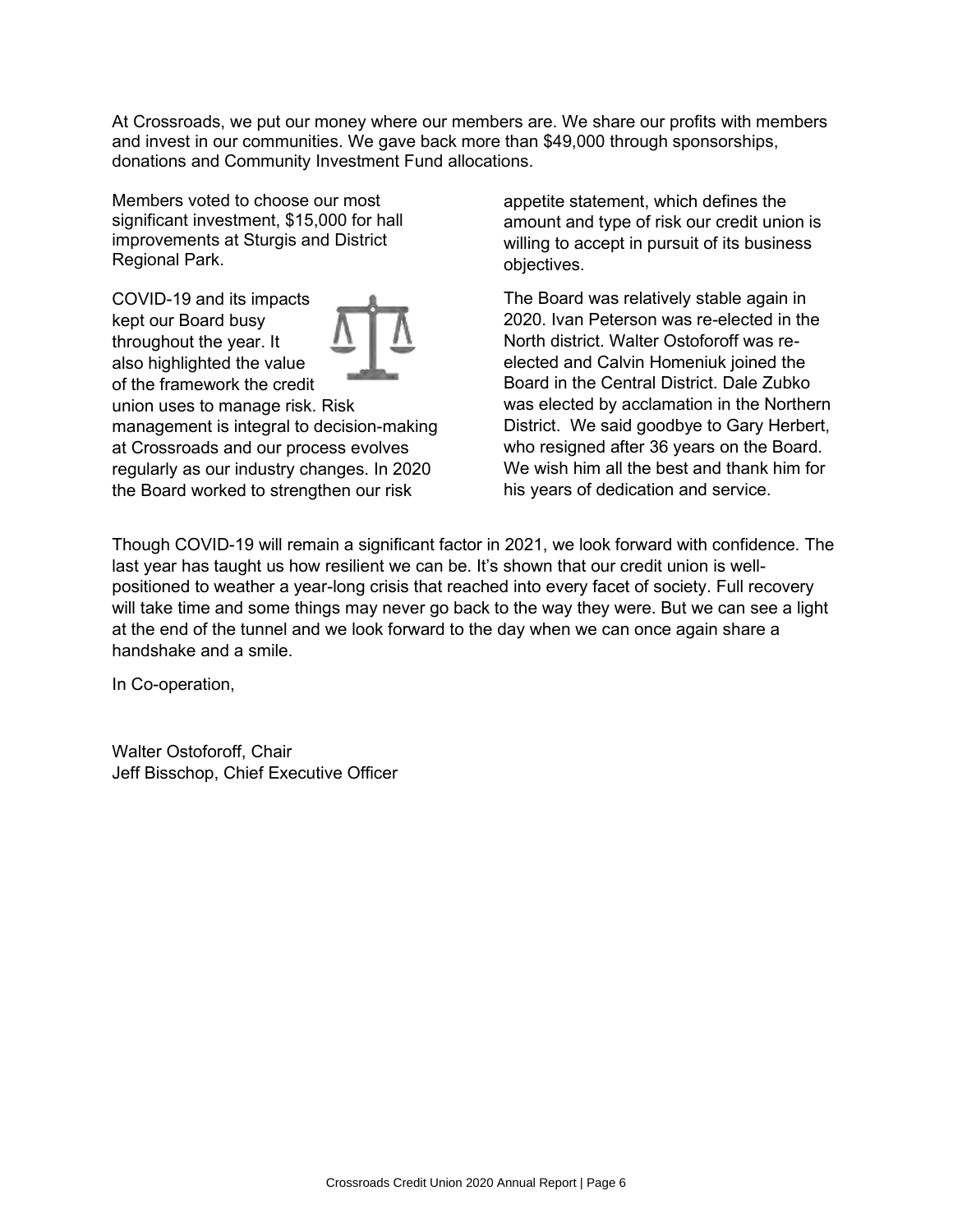At Crossroads, we put our money where our members are. We share our profits with members and invest in our communities. We gave back more than $49,000 through sponsorships, donations and Community Investment Fund allocations.

Members voted to choose our most significant investment, $15,000 for hall improvements at Sturgis and District Regional Park.

COVID-19 and its impacts kept our Board busy throughout the year. It also highlighted the value of the framework the credit union uses to manage risk. Risk management is integral to decision-making at Crossroads and our process evolves regularly as our industry changes. In 2020 the Board worked to strengthen our risk appetite statement, which defines the amount and type of risk our credit union is willing to accept in pursuit of its business objectives.

The Board was relatively stable again in 2020. Ivan Peterson was re-elected in the North district. Walter Ostoforoff was re-elected and Calvin Homeniuk joined the Board in the Central District. Dale Zubko was elected by acclamation in the Northern District. We said goodbye to Gary Herbert, who resigned after 36 years on the Board. We wish him all the best and thank him for his years of dedication and service.

Though COVID-19 will remain a significant factor in 2021, we look forward with confidence. The last year has taught us how resilient we can be. It's shown that our credit union is well-positioned to weather a year-long crisis that reached into every facet of society. Full recovery will take time and some things may never go back to the way they were. But we can see a light at the end of the tunnel and we look forward to the day when we can once again share a handshake and a smile.

In Co-operation,

Walter Ostoforoff, Chair
Jeff Bisschop, Chief Executive Officer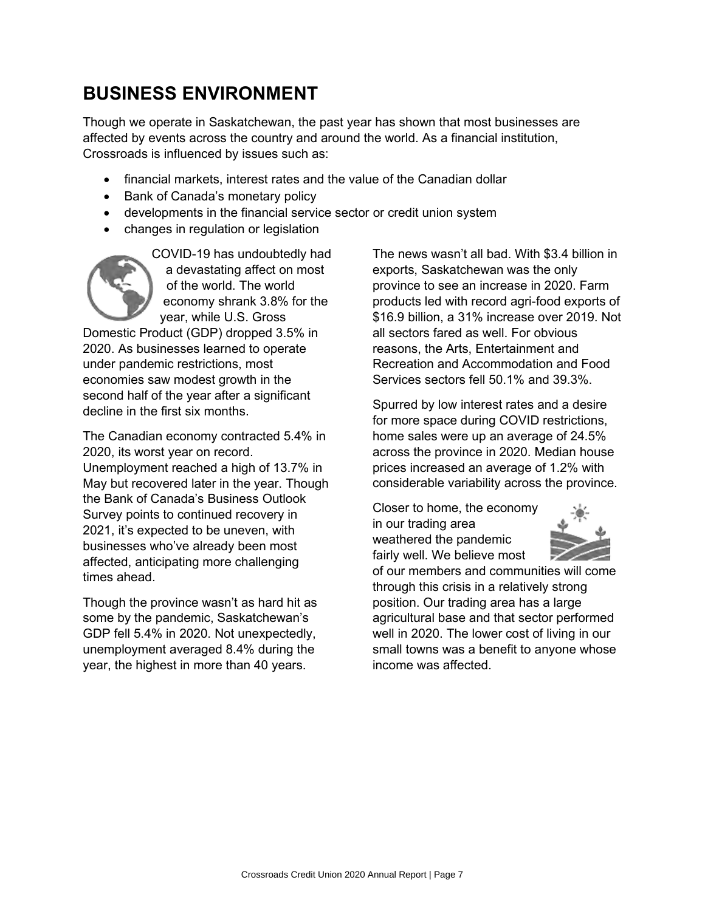# BUSINESS ENVIRONMENT

Though we operate in Saskatchewan, the past year has shown that most businesses are affected by events across the country and around the world. As a financial institution, Crossroads is influenced by issues such as:

- financial markets, interest rates and the value of the Canadian dollar
- Bank of Canada's monetary policy
- developments in the financial service sector or credit union system
- changes in regulation or legislation

COVID-19 has undoubtedly had a devastating affect on most of the world. The world economy shrank 3.8% for the year, while U.S. Gross Domestic Product (GDP) dropped 3.5% in 2020. As businesses learned to operate under pandemic restrictions, most economies saw modest growth in the second half of the year after a significant decline in the first six months.

The Canadian economy contracted 5.4% in 2020, its worst year on record. Unemployment reached a high of 13.7% in May but recovered later in the year. Though the Bank of Canada's Business Outlook Survey points to continued recovery in 2021, it's expected to be uneven, with businesses who've already been most affected, anticipating more challenging times ahead.

Though the province wasn't as hard hit as some by the pandemic, Saskatchewan's GDP fell 5.4% in 2020. Not unexpectedly, unemployment averaged 8.4% during the year, the highest in more than 40 years.

The news wasn't all bad. With $3.4 billion in exports, Saskatchewan was the only province to see an increase in 2020. Farm products led with record agri-food exports of $16.9 billion, a 31% increase over 2019. Not all sectors fared as well. For obvious reasons, the Arts, Entertainment and Recreation and Accommodation and Food Services sectors fell 50.1% and 39.3%.

Spurred by low interest rates and a desire for more space during COVID restrictions, home sales were up an average of 24.5% across the province in 2020. Median house prices increased an average of 1.2% with considerable variability across the province.

Closer to home, the economy in our trading area weathered the pandemic fairly well. We believe most of our members and communities will come through this crisis in a relatively strong position. Our trading area has a large agricultural base and that sector performed well in 2020. The lower cost of living in our small towns was a benefit to anyone whose income was affected.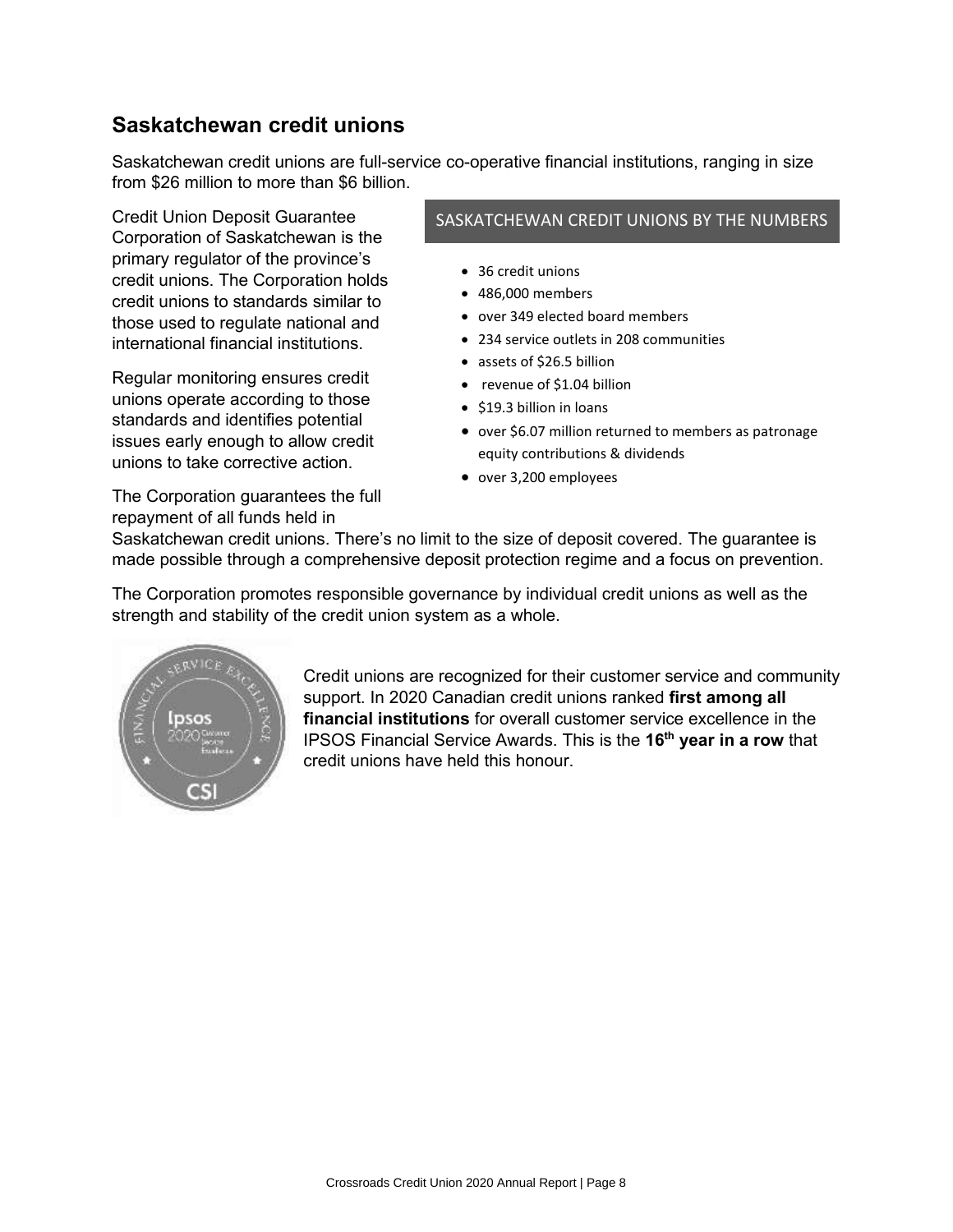## Saskatchewan credit unions

Saskatchewan credit unions are full-service co-operative financial institutions, ranging in size from $26 million to more than $6 billion.

Credit Union Deposit Guarantee Corporation of Saskatchewan is the primary regulator of the province's credit unions. The Corporation holds credit unions to standards similar to those used to regulate national and international financial institutions.

Regular monitoring ensures credit unions operate according to those standards and identifies potential issues early enough to allow credit unions to take corrective action.

The Corporation guarantees the full repayment of all funds held in Saskatchewan credit unions. There's no limit to the size of deposit covered. The guarantee is made possible through a comprehensive deposit protection regime and a focus on prevention.

The Corporation promotes responsible governance by individual credit unions as well as the strength and stability of the credit union system as a whole.

### SASKATCHEWAN CREDIT UNIONS BY THE NUMBERS

- 36 credit unions
- 486,000 members
- over 349 elected board members
- 234 service outlets in 208 communities
- assets of $26.5 billion
- revenue of $1.04 billion
- $19.3 billion in loans
- over $6.07 million returned to members as patronage equity contributions & dividends
- over 3,200 employees

Credit unions are recognized for their customer service and community support. In 2020 Canadian credit unions ranked **first among all financial institutions** for overall customer service excellence in the IPSOS Financial Service Awards. This is the **16th year in a row** that credit unions have held this honour.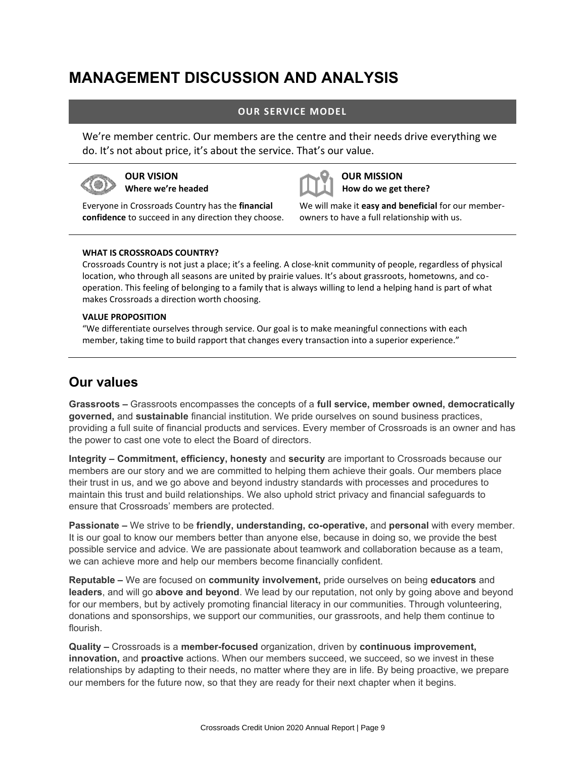# MANAGEMENT DISCUSSION AND ANALYSIS

## OUR SERVICE MODEL

We're member centric. Our members are the centre and their needs drive everything we do. It's not about price, it's about the service. That's our value.

**OUR VISION**
**Where we're headed**

Everyone in Crossroads Country has the **financial confidence** to succeed in any direction they choose.

**OUR MISSION**
**How do we get there?**

We will make it **easy and beneficial** for our member-owners to have a full relationship with us.

**WHAT IS CROSSROADS COUNTRY?**

Crossroads Country is not just a place; it's a feeling. A close-knit community of people, regardless of physical location, who through all seasons are united by prairie values. It's about grassroots, hometowns, and co-operation. This feeling of belonging to a family that is always willing to lend a helping hand is part of what makes Crossroads a direction worth choosing.

**VALUE PROPOSITION**

"We differentiate ourselves through service. Our goal is to make meaningful connections with each member, taking time to build rapport that changes every transaction into a superior experience."

## Our values

**Grassroots –** Grassroots encompasses the concepts of a **full service, member owned, democratically governed,** and **sustainable** financial institution. We pride ourselves on sound business practices, providing a full suite of financial products and services. Every member of Crossroads is an owner and has the power to cast one vote to elect the Board of directors.

**Integrity – Commitment, efficiency, honesty** and **security** are important to Crossroads because our members are our story and we are committed to helping them achieve their goals. Our members place their trust in us, and we go above and beyond industry standards with processes and procedures to maintain this trust and build relationships. We also uphold strict privacy and financial safeguards to ensure that Crossroads' members are protected.

**Passionate –** We strive to be **friendly, understanding, co-operative,** and **personal** with every member. It is our goal to know our members better than anyone else, because in doing so, we provide the best possible service and advice. We are passionate about teamwork and collaboration because as a team, we can achieve more and help our members become financially confident.

**Reputable –** We are focused on **community involvement,** pride ourselves on being **educators** and **leaders**, and will go **above and beyond**. We lead by our reputation, not only by going above and beyond for our members, but by actively promoting financial literacy in our communities. Through volunteering, donations and sponsorships, we support our communities, our grassroots, and help them continue to flourish.

**Quality –** Crossroads is a **member-focused** organization, driven by **continuous improvement, innovation,** and **proactive** actions. When our members succeed, we succeed, so we invest in these relationships by adapting to their needs, no matter where they are in life. By being proactive, we prepare our members for the future now, so that they are ready for their next chapter when it begins.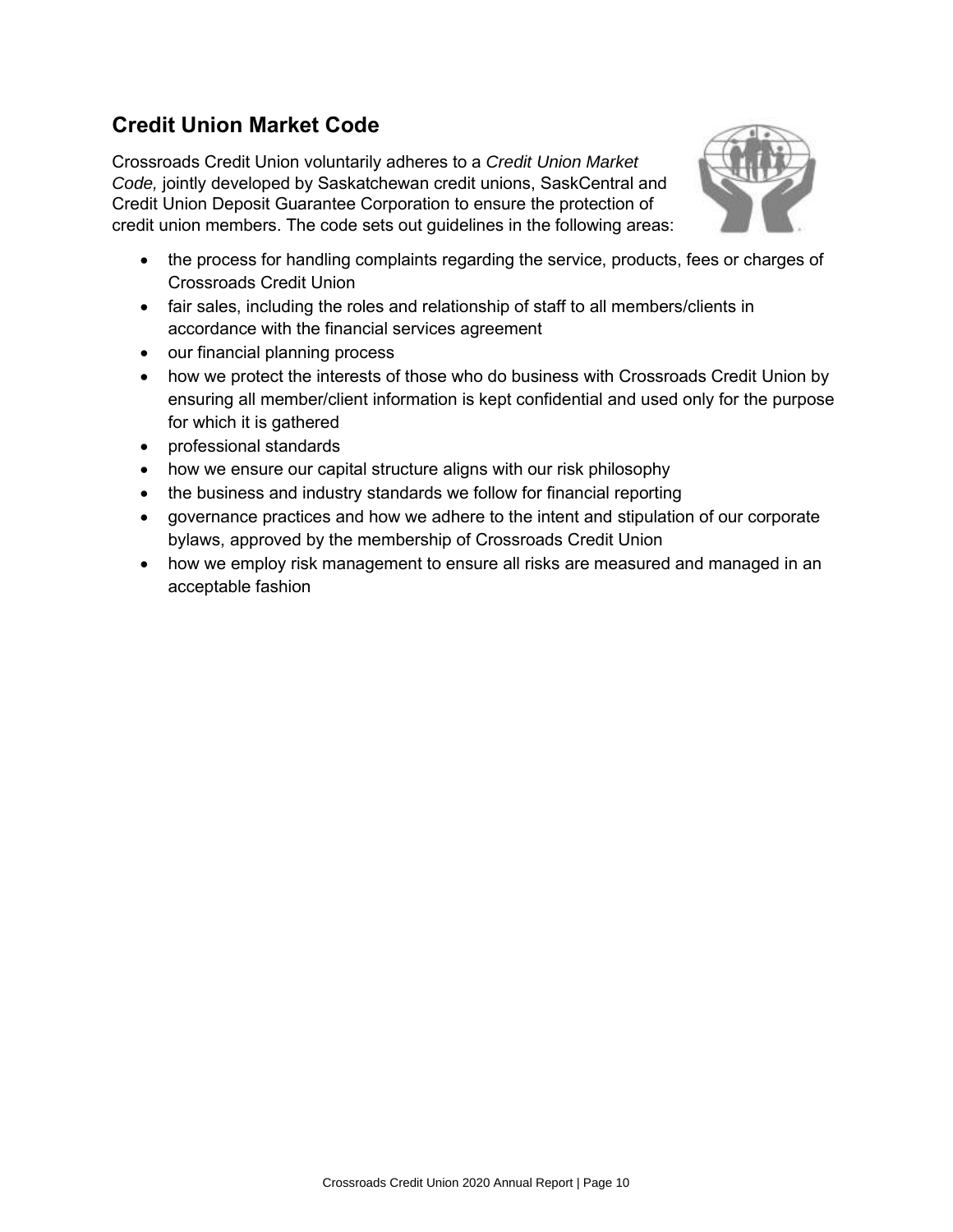## Credit Union Market Code

Crossroads Credit Union voluntarily adheres to a *Credit Union Market Code,* jointly developed by Saskatchewan credit unions, SaskCentral and Credit Union Deposit Guarantee Corporation to ensure the protection of credit union members. The code sets out guidelines in the following areas:

- the process for handling complaints regarding the service, products, fees or charges of Crossroads Credit Union
- fair sales, including the roles and relationship of staff to all members/clients in accordance with the financial services agreement
- our financial planning process
- how we protect the interests of those who do business with Crossroads Credit Union by ensuring all member/client information is kept confidential and used only for the purpose for which it is gathered
- professional standards
- how we ensure our capital structure aligns with our risk philosophy
- the business and industry standards we follow for financial reporting
- governance practices and how we adhere to the intent and stipulation of our corporate bylaws, approved by the membership of Crossroads Credit Union
- how we employ risk management to ensure all risks are measured and managed in an acceptable fashion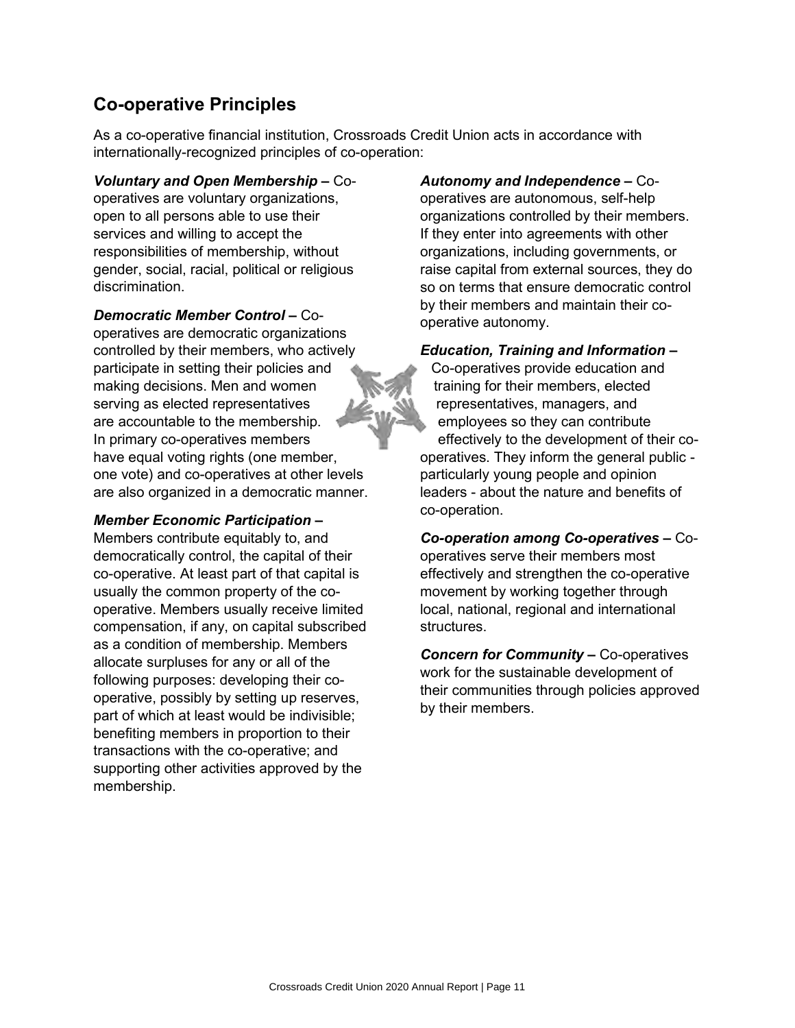## Co-operative Principles

As a co-operative financial institution, Crossroads Credit Union acts in accordance with internationally-recognized principles of co-operation:

***Voluntary and Open Membership –*** Co-operatives are voluntary organizations, open to all persons able to use their services and willing to accept the responsibilities of membership, without gender, social, racial, political or religious discrimination.

***Democratic Member Control –*** Co-operatives are democratic organizations controlled by their members, who actively participate in setting their policies and making decisions. Men and women serving as elected representatives are accountable to the membership. In primary co-operatives members have equal voting rights (one member, one vote) and co-operatives at other levels are also organized in a democratic manner.

***Member Economic Participation –*** Members contribute equitably to, and democratically control, the capital of their co-operative. At least part of that capital is usually the common property of the co-operative. Members usually receive limited compensation, if any, on capital subscribed as a condition of membership. Members allocate surpluses for any or all of the following purposes: developing their co-operative, possibly by setting up reserves, part of which at least would be indivisible; benefiting members in proportion to their transactions with the co-operative; and supporting other activities approved by the membership.

***Autonomy and Independence –*** Co-operatives are autonomous, self-help organizations controlled by their members. If they enter into agreements with other organizations, including governments, or raise capital from external sources, they do so on terms that ensure democratic control by their members and maintain their co-operative autonomy.

***Education, Training and Information –*** Co-operatives provide education and training for their members, elected representatives, managers, and employees so they can contribute effectively to the development of their co-operatives. They inform the general public - particularly young people and opinion leaders - about the nature and benefits of co-operation.

***Co-operation among Co-operatives –*** Co-operatives serve their members most effectively and strengthen the co-operative movement by working together through local, national, regional and international structures.

***Concern for Community –*** Co-operatives work for the sustainable development of their communities through policies approved by their members.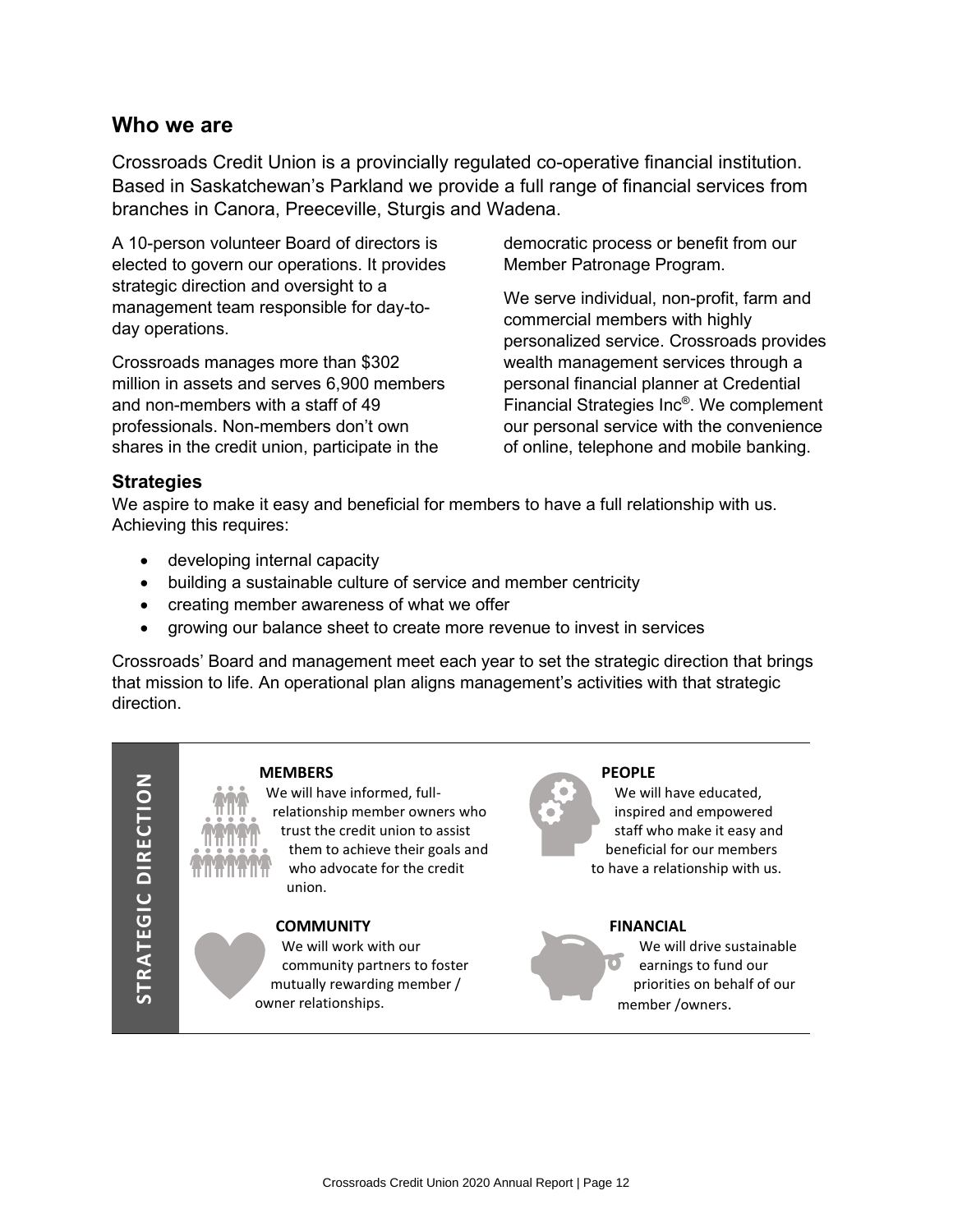## Who we are

Crossroads Credit Union is a provincially regulated co-operative financial institution. Based in Saskatchewan's Parkland we provide a full range of financial services from branches in Canora, Preeceville, Sturgis and Wadena.

A 10-person volunteer Board of directors is elected to govern our operations. It provides strategic direction and oversight to a management team responsible for day-to-day operations.

Crossroads manages more than $302 million in assets and serves 6,900 members and non-members with a staff of 49 professionals. Non-members don't own shares in the credit union, participate in the democratic process or benefit from our Member Patronage Program.

We serve individual, non-profit, farm and commercial members with highly personalized service. Crossroads provides wealth management services through a personal financial planner at Credential Financial Strategies Inc®. We complement our personal service with the convenience of online, telephone and mobile banking.

### Strategies

We aspire to make it easy and beneficial for members to have a full relationship with us. Achieving this requires:

- developing internal capacity
- building a sustainable culture of service and member centricity
- creating member awareness of what we offer
- growing our balance sheet to create more revenue to invest in services

Crossroads' Board and management meet each year to set the strategic direction that brings that mission to life. An operational plan aligns management's activities with that strategic direction.

**STRATEGIC DIRECTION**

**MEMBERS**
We will have informed, full-relationship member owners who trust the credit union to assist them to achieve their goals and who advocate for the credit union.

**PEOPLE**
We will have educated, inspired and empowered staff who make it easy and beneficial for our members to have a relationship with us.

**COMMUNITY**
We will work with our community partners to foster mutually rewarding member / owner relationships.

**FINANCIAL**
We will drive sustainable earnings to fund our priorities on behalf of our member /owners.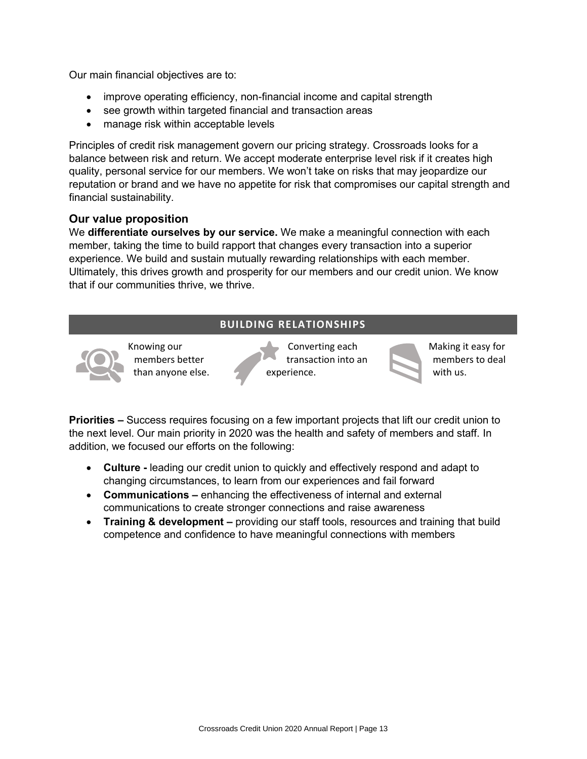Our main financial objectives are to:

- improve operating efficiency, non-financial income and capital strength
- see growth within targeted financial and transaction areas
- manage risk within acceptable levels

Principles of credit risk management govern our pricing strategy. Crossroads looks for a balance between risk and return. We accept moderate enterprise level risk if it creates high quality, personal service for our members. We won't take on risks that may jeopardize our reputation or brand and we have no appetite for risk that compromises our capital strength and financial sustainability.

### Our value proposition

We **differentiate ourselves by our service.** We make a meaningful connection with each member, taking the time to build rapport that changes every transaction into a superior experience. We build and sustain mutually rewarding relationships with each member. Ultimately, this drives growth and prosperity for our members and our credit union. We know that if our communities thrive, we thrive.

**BUILDING RELATIONSHIPS**

- Knowing our members better than anyone else.
- Converting each transaction into an experience.
- Making it easy for members to deal with us.

**Priorities –** Success requires focusing on a few important projects that lift our credit union to the next level. Our main priority in 2020 was the health and safety of members and staff. In addition, we focused our efforts on the following:

- **Culture -** leading our credit union to quickly and effectively respond and adapt to changing circumstances, to learn from our experiences and fail forward
- **Communications –** enhancing the effectiveness of internal and external communications to create stronger connections and raise awareness
- **Training & development –** providing our staff tools, resources and training that build competence and confidence to have meaningful connections with members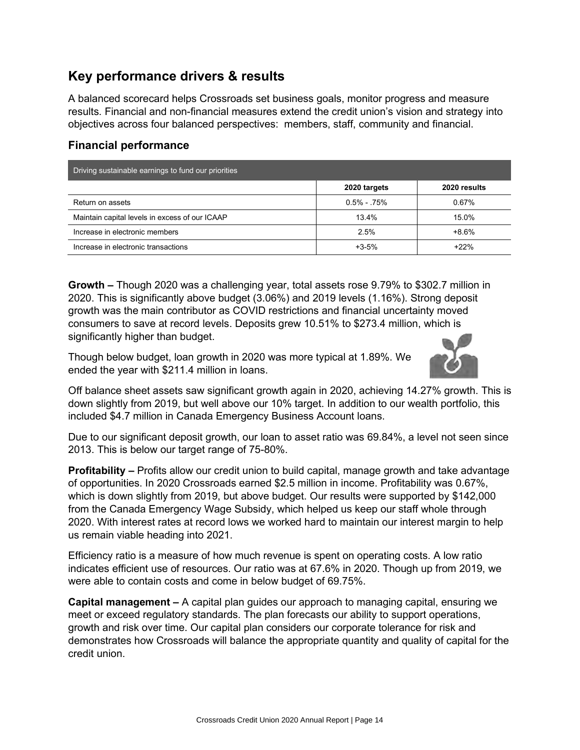## Key performance drivers & results

A balanced scorecard helps Crossroads set business goals, monitor progress and measure results. Financial and non-financial measures extend the credit union's vision and strategy into objectives across four balanced perspectives: members, staff, community and financial.

### Financial performance

| Driving sustainable earnings to fund our priorities | | |
|---|---|---|
| | **2020 targets** | **2020 results** |
| Return on assets | 0.5% - .75% | 0.67% |
| Maintain capital levels in excess of our ICAAP | 13.4% | 15.0% |
| Increase in electronic members | 2.5% | +8.6% |
| Increase in electronic transactions | +3-5% | +22% |

**Growth –** Though 2020 was a challenging year, total assets rose 9.79% to $302.7 million in 2020. This is significantly above budget (3.06%) and 2019 levels (1.16%). Strong deposit growth was the main contributor as COVID restrictions and financial uncertainty moved consumers to save at record levels. Deposits grew 10.51% to $273.4 million, which is significantly higher than budget.

Though below budget, loan growth in 2020 was more typical at 1.89%. We ended the year with $211.4 million in loans.

Off balance sheet assets saw significant growth again in 2020, achieving 14.27% growth. This is down slightly from 2019, but well above our 10% target. In addition to our wealth portfolio, this included $4.7 million in Canada Emergency Business Account loans.

Due to our significant deposit growth, our loan to asset ratio was 69.84%, a level not seen since 2013. This is below our target range of 75-80%.

**Profitability –** Profits allow our credit union to build capital, manage growth and take advantage of opportunities. In 2020 Crossroads earned $2.5 million in income. Profitability was 0.67%, which is down slightly from 2019, but above budget. Our results were supported by $142,000 from the Canada Emergency Wage Subsidy, which helped us keep our staff whole through 2020. With interest rates at record lows we worked hard to maintain our interest margin to help us remain viable heading into 2021.

Efficiency ratio is a measure of how much revenue is spent on operating costs. A low ratio indicates efficient use of resources. Our ratio was at 67.6% in 2020. Though up from 2019, we were able to contain costs and come in below budget of 69.75%.

**Capital management –** A capital plan guides our approach to managing capital, ensuring we meet or exceed regulatory standards. The plan forecasts our ability to support operations, growth and risk over time. Our capital plan considers our corporate tolerance for risk and demonstrates how Crossroads will balance the appropriate quantity and quality of capital for the credit union.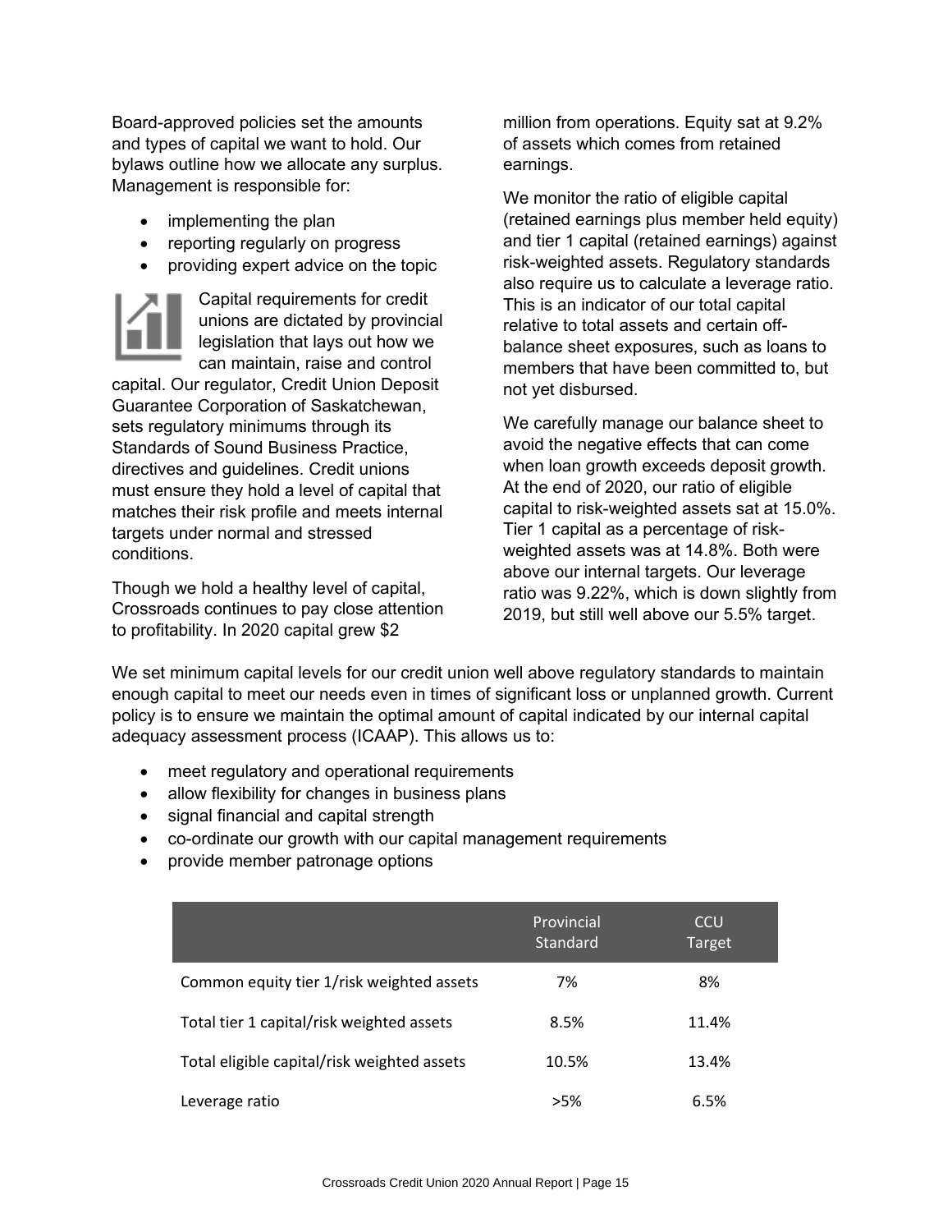Board-approved policies set the amounts and types of capital we want to hold. Our bylaws outline how we allocate any surplus. Management is responsible for:

- implementing the plan
- reporting regularly on progress
- providing expert advice on the topic

Capital requirements for credit unions are dictated by provincial legislation that lays out how we can maintain, raise and control capital. Our regulator, Credit Union Deposit Guarantee Corporation of Saskatchewan, sets regulatory minimums through its Standards of Sound Business Practice, directives and guidelines. Credit unions must ensure they hold a level of capital that matches their risk profile and meets internal targets under normal and stressed conditions.

Though we hold a healthy level of capital, Crossroads continues to pay close attention to profitability. In 2020 capital grew $2 million from operations. Equity sat at 9.2% of assets which comes from retained earnings.

We monitor the ratio of eligible capital (retained earnings plus member held equity) and tier 1 capital (retained earnings) against risk-weighted assets. Regulatory standards also require us to calculate a leverage ratio. This is an indicator of our total capital relative to total assets and certain off-balance sheet exposures, such as loans to members that have been committed to, but not yet disbursed.

We carefully manage our balance sheet to avoid the negative effects that can come when loan growth exceeds deposit growth. At the end of 2020, our ratio of eligible capital to risk-weighted assets sat at 15.0%. Tier 1 capital as a percentage of risk-weighted assets was at 14.8%. Both were above our internal targets. Our leverage ratio was 9.22%, which is down slightly from 2019, but still well above our 5.5% target.

We set minimum capital levels for our credit union well above regulatory standards to maintain enough capital to meet our needs even in times of significant loss or unplanned growth. Current policy is to ensure we maintain the optimal amount of capital indicated by our internal capital adequacy assessment process (ICAAP). This allows us to:

- meet regulatory and operational requirements
- allow flexibility for changes in business plans
- signal financial and capital strength
- co-ordinate our growth with our capital management requirements
- provide member patronage options

| | Provincial Standard | CCU Target |
|---|---|---|
| Common equity tier 1/risk weighted assets | 7% | 8% |
| Total tier 1 capital/risk weighted assets | 8.5% | 11.4% |
| Total eligible capital/risk weighted assets | 10.5% | 13.4% |
| Leverage ratio | >5% | 6.5% |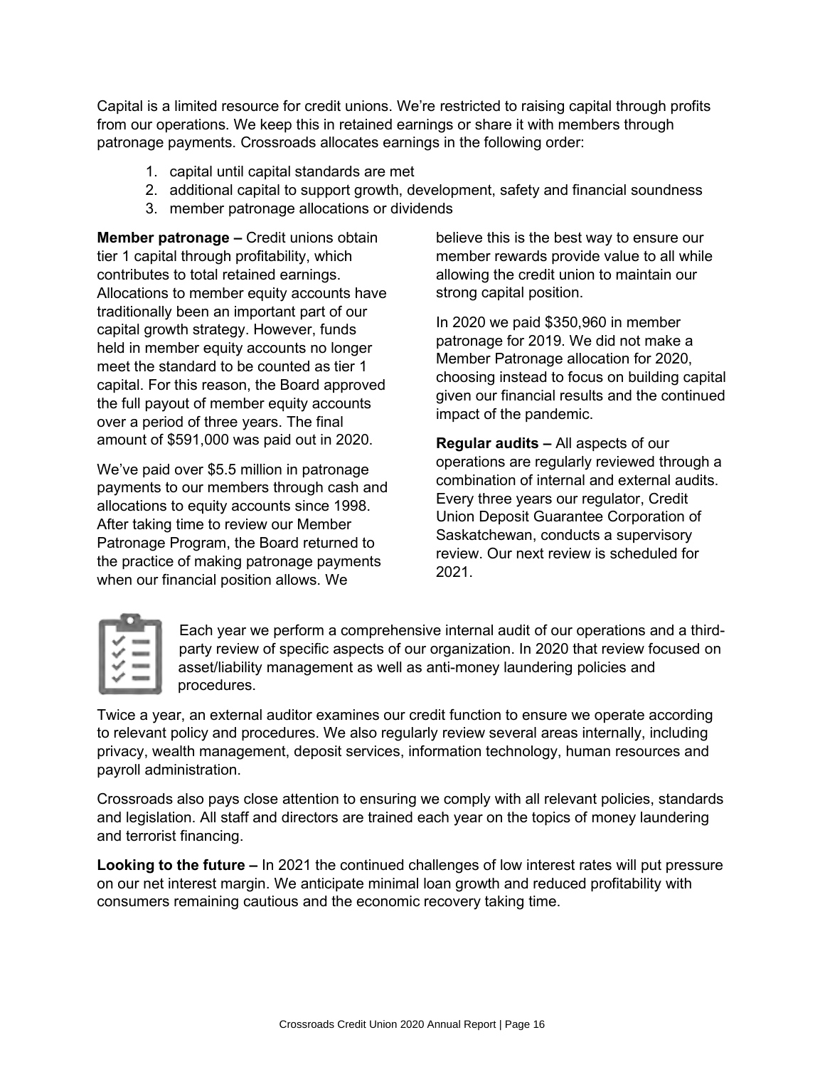Capital is a limited resource for credit unions. We're restricted to raising capital through profits from our operations. We keep this in retained earnings or share it with members through patronage payments. Crossroads allocates earnings in the following order:

1. capital until capital standards are met
2. additional capital to support growth, development, safety and financial soundness
3. member patronage allocations or dividends

**Member patronage –** Credit unions obtain tier 1 capital through profitability, which contributes to total retained earnings. Allocations to member equity accounts have traditionally been an important part of our capital growth strategy. However, funds held in member equity accounts no longer meet the standard to be counted as tier 1 capital. For this reason, the Board approved the full payout of member equity accounts over a period of three years. The final amount of $591,000 was paid out in 2020.

We've paid over $5.5 million in patronage payments to our members through cash and allocations to equity accounts since 1998. After taking time to review our Member Patronage Program, the Board returned to the practice of making patronage payments when our financial position allows. We believe this is the best way to ensure our member rewards provide value to all while allowing the credit union to maintain our strong capital position.

In 2020 we paid $350,960 in member patronage for 2019. We did not make a Member Patronage allocation for 2020, choosing instead to focus on building capital given our financial results and the continued impact of the pandemic.

**Regular audits –** All aspects of our operations are regularly reviewed through a combination of internal and external audits. Every three years our regulator, Credit Union Deposit Guarantee Corporation of Saskatchewan, conducts a supervisory review. Our next review is scheduled for 2021.

Each year we perform a comprehensive internal audit of our operations and a third-party review of specific aspects of our organization. In 2020 that review focused on asset/liability management as well as anti-money laundering policies and procedures.

Twice a year, an external auditor examines our credit function to ensure we operate according to relevant policy and procedures. We also regularly review several areas internally, including privacy, wealth management, deposit services, information technology, human resources and payroll administration.

Crossroads also pays close attention to ensuring we comply with all relevant policies, standards and legislation. All staff and directors are trained each year on the topics of money laundering and terrorist financing.

**Looking to the future –** In 2021 the continued challenges of low interest rates will put pressure on our net interest margin. We anticipate minimal loan growth and reduced profitability with consumers remaining cautious and the economic recovery taking time.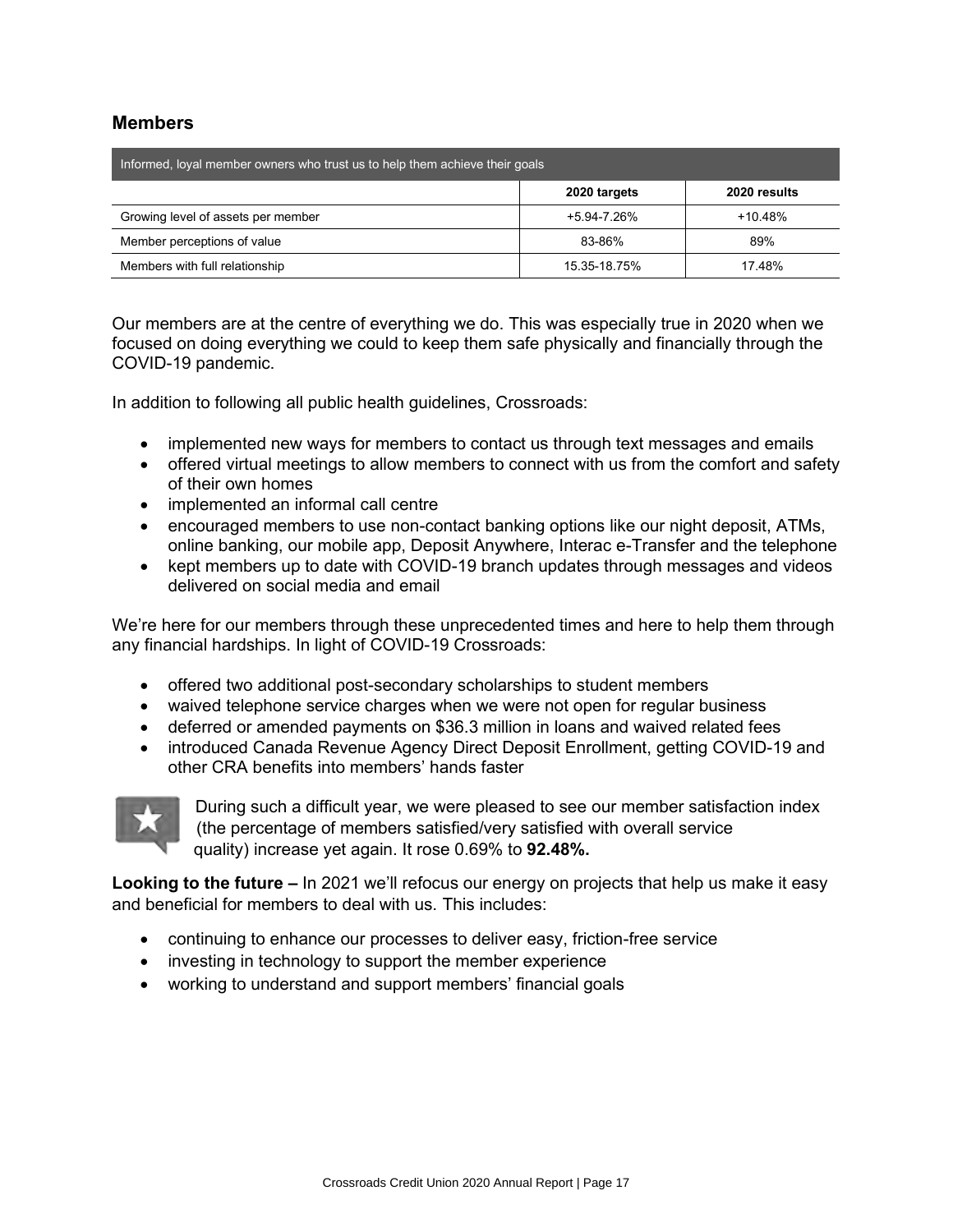## Members

| Informed, loyal member owners who trust us to help them achieve their goals | | |
|---|---|---|
| | **2020 targets** | **2020 results** |
| Growing level of assets per member | +5.94-7.26% | +10.48% |
| Member perceptions of value | 83-86% | 89% |
| Members with full relationship | 15.35-18.75% | 17.48% |

Our members are at the centre of everything we do. This was especially true in 2020 when we focused on doing everything we could to keep them safe physically and financially through the COVID-19 pandemic.

In addition to following all public health guidelines, Crossroads:

- implemented new ways for members to contact us through text messages and emails
- offered virtual meetings to allow members to connect with us from the comfort and safety of their own homes
- implemented an informal call centre
- encouraged members to use non-contact banking options like our night deposit, ATMs, online banking, our mobile app, Deposit Anywhere, Interac e-Transfer and the telephone
- kept members up to date with COVID-19 branch updates through messages and videos delivered on social media and email

We're here for our members through these unprecedented times and here to help them through any financial hardships. In light of COVID-19 Crossroads:

- offered two additional post-secondary scholarships to student members
- waived telephone service charges when we were not open for regular business
- deferred or amended payments on $36.3 million in loans and waived related fees
- introduced Canada Revenue Agency Direct Deposit Enrollment, getting COVID-19 and other CRA benefits into members' hands faster

During such a difficult year, we were pleased to see our member satisfaction index (the percentage of members satisfied/very satisfied with overall service quality) increase yet again. It rose 0.69% to **92.48%.**

**Looking to the future –** In 2021 we'll refocus our energy on projects that help us make it easy and beneficial for members to deal with us. This includes:

- continuing to enhance our processes to deliver easy, friction-free service
- investing in technology to support the member experience
- working to understand and support members' financial goals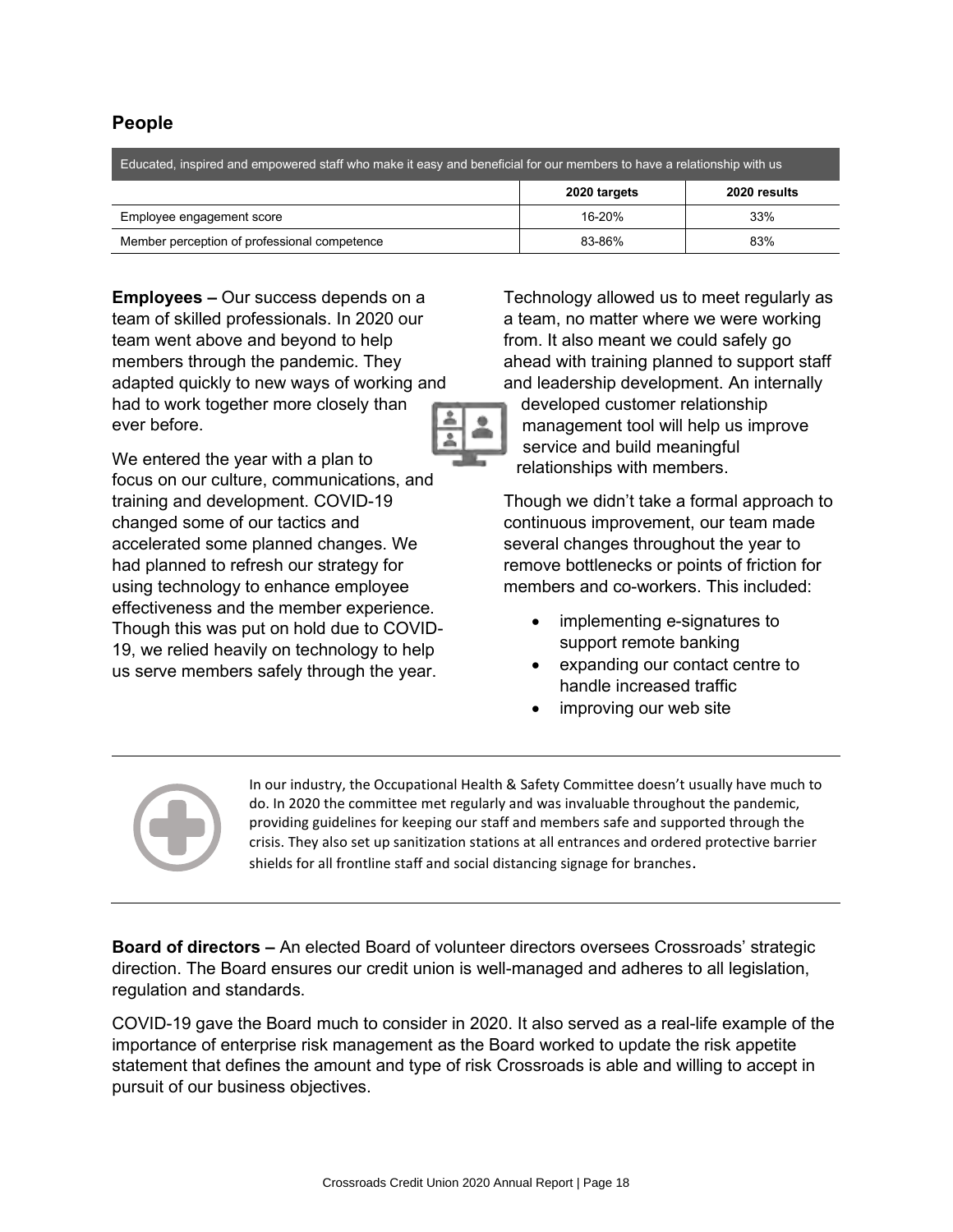## People

| Educated, inspired and empowered staff who make it easy and beneficial for our members to have a relationship with us | | |
|---|---|---|
| | 2020 targets | 2020 results |
| Employee engagement score | 16-20% | 33% |
| Member perception of professional competence | 83-86% | 83% |

**Employees –** Our success depends on a team of skilled professionals. In 2020 our team went above and beyond to help members through the pandemic. They adapted quickly to new ways of working and had to work together more closely than ever before.

We entered the year with a plan to focus on our culture, communications, and training and development. COVID-19 changed some of our tactics and accelerated some planned changes. We had planned to refresh our strategy for using technology to enhance employee effectiveness and the member experience. Though this was put on hold due to COVID-19, we relied heavily on technology to help us serve members safely through the year.

Technology allowed us to meet regularly as a team, no matter where we were working from. It also meant we could safely go ahead with training planned to support staff and leadership development. An internally developed customer relationship management tool will help us improve service and build meaningful relationships with members.

Though we didn't take a formal approach to continuous improvement, our team made several changes throughout the year to remove bottlenecks or points of friction for members and co-workers. This included:

- implementing e-signatures to support remote banking
- expanding our contact centre to handle increased traffic
- improving our web site

In our industry, the Occupational Health & Safety Committee doesn't usually have much to do. In 2020 the committee met regularly and was invaluable throughout the pandemic, providing guidelines for keeping our staff and members safe and supported through the crisis. They also set up sanitization stations at all entrances and ordered protective barrier shields for all frontline staff and social distancing signage for branches.

**Board of directors –** An elected Board of volunteer directors oversees Crossroads' strategic direction. The Board ensures our credit union is well-managed and adheres to all legislation, regulation and standards.

COVID-19 gave the Board much to consider in 2020. It also served as a real-life example of the importance of enterprise risk management as the Board worked to update the risk appetite statement that defines the amount and type of risk Crossroads is able and willing to accept in pursuit of our business objectives.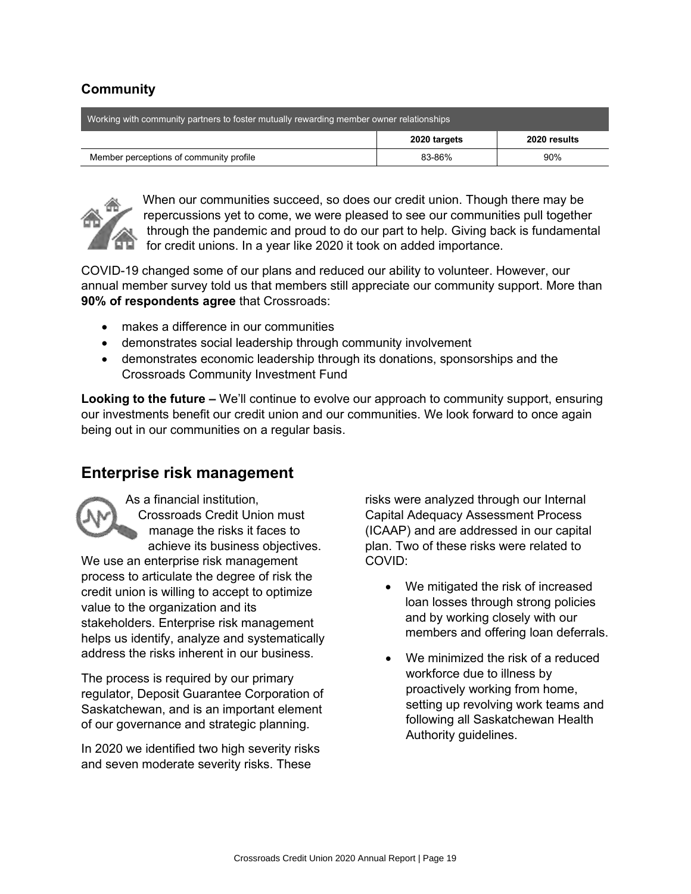## Community

| Working with community partners to foster mutually rewarding member owner relationships | | |
|---|---|---|
| | 2020 targets | 2020 results |
| Member perceptions of community profile | 83-86% | 90% |

When our communities succeed, so does our credit union. Though there may be repercussions yet to come, we were pleased to see our communities pull together through the pandemic and proud to do our part to help. Giving back is fundamental for credit unions. In a year like 2020 it took on added importance.

COVID-19 changed some of our plans and reduced our ability to volunteer. However, our annual member survey told us that members still appreciate our community support. More than **90% of respondents agree** that Crossroads:

- makes a difference in our communities
- demonstrates social leadership through community involvement
- demonstrates economic leadership through its donations, sponsorships and the Crossroads Community Investment Fund

**Looking to the future –** We'll continue to evolve our approach to community support, ensuring our investments benefit our credit union and our communities. We look forward to once again being out in our communities on a regular basis.

## Enterprise risk management

As a financial institution, Crossroads Credit Union must manage the risks it faces to achieve its business objectives. We use an enterprise risk management process to articulate the degree of risk the credit union is willing to accept to optimize value to the organization and its stakeholders. Enterprise risk management helps us identify, analyze and systematically address the risks inherent in our business.

The process is required by our primary regulator, Deposit Guarantee Corporation of Saskatchewan, and is an important element of our governance and strategic planning.

In 2020 we identified two high severity risks and seven moderate severity risks. These risks were analyzed through our Internal Capital Adequacy Assessment Process (ICAAP) and are addressed in our capital plan. Two of these risks were related to COVID:

- We mitigated the risk of increased loan losses through strong policies and by working closely with our members and offering loan deferrals.
- We minimized the risk of a reduced workforce due to illness by proactively working from home, setting up revolving work teams and following all Saskatchewan Health Authority guidelines.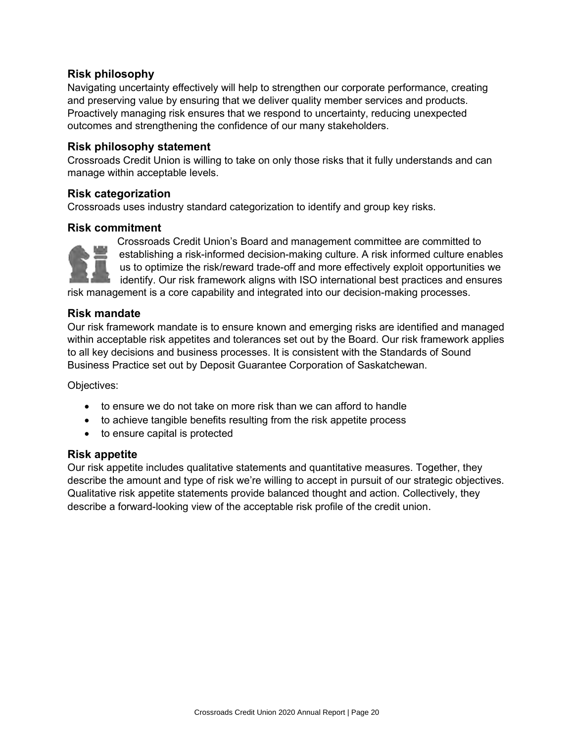## Risk philosophy

Navigating uncertainty effectively will help to strengthen our corporate performance, creating and preserving value by ensuring that we deliver quality member services and products. Proactively managing risk ensures that we respond to uncertainty, reducing unexpected outcomes and strengthening the confidence of our many stakeholders.

## Risk philosophy statement

Crossroads Credit Union is willing to take on only those risks that it fully understands and can manage within acceptable levels.

## Risk categorization

Crossroads uses industry standard categorization to identify and group key risks.

## Risk commitment

Crossroads Credit Union's Board and management committee are committed to establishing a risk-informed decision-making culture. A risk informed culture enables us to optimize the risk/reward trade-off and more effectively exploit opportunities we identify. Our risk framework aligns with ISO international best practices and ensures risk management is a core capability and integrated into our decision-making processes.

## Risk mandate

Our risk framework mandate is to ensure known and emerging risks are identified and managed within acceptable risk appetites and tolerances set out by the Board. Our risk framework applies to all key decisions and business processes. It is consistent with the Standards of Sound Business Practice set out by Deposit Guarantee Corporation of Saskatchewan.

Objectives:

- to ensure we do not take on more risk than we can afford to handle
- to achieve tangible benefits resulting from the risk appetite process
- to ensure capital is protected

## Risk appetite

Our risk appetite includes qualitative statements and quantitative measures. Together, they describe the amount and type of risk we're willing to accept in pursuit of our strategic objectives. Qualitative risk appetite statements provide balanced thought and action. Collectively, they describe a forward-looking view of the acceptable risk profile of the credit union.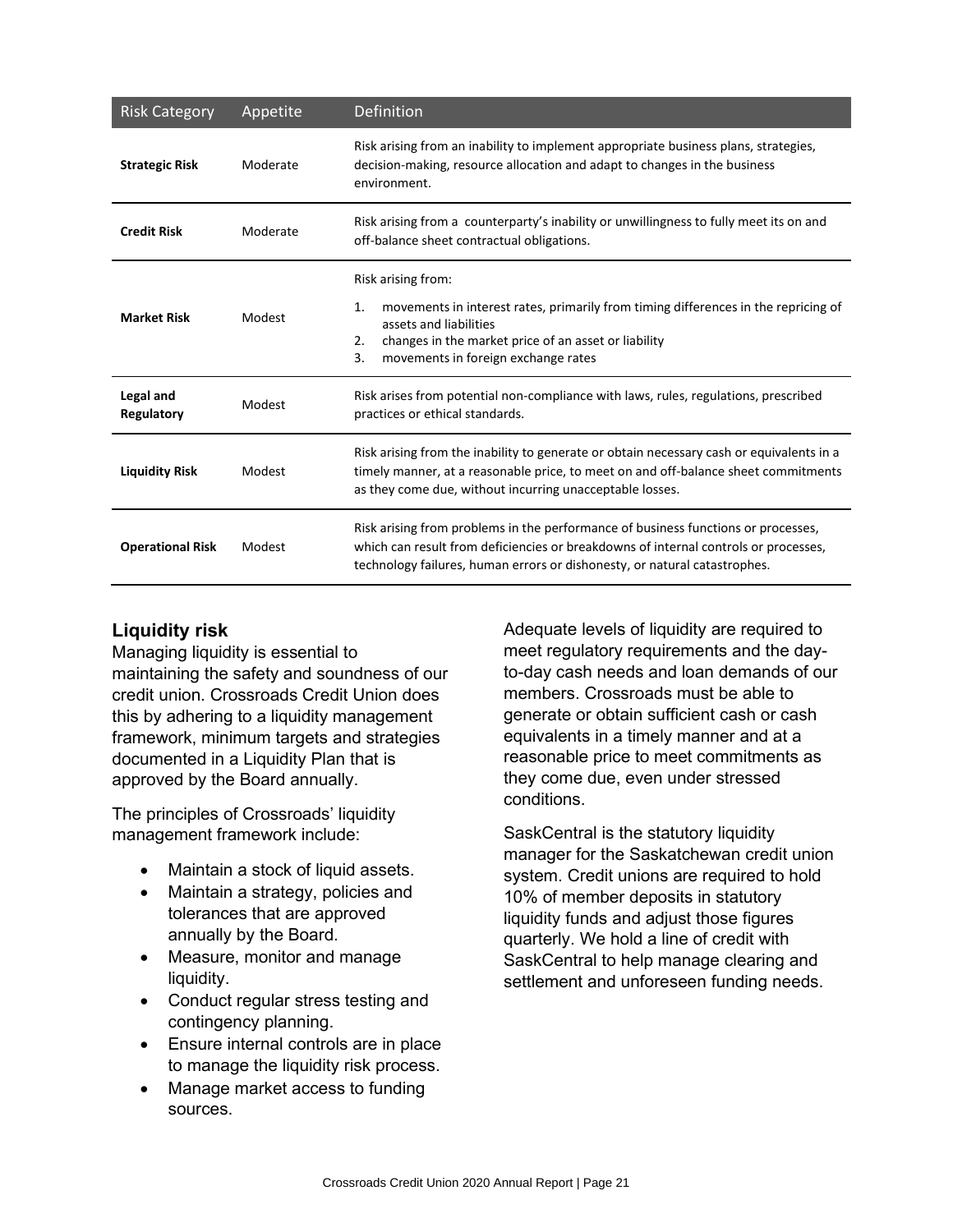| Risk Category | Appetite | Definition |
|---|---|---|
| **Strategic Risk** | Moderate | Risk arising from an inability to implement appropriate business plans, strategies, decision-making, resource allocation and adapt to changes in the business environment. |
| **Credit Risk** | Moderate | Risk arising from a counterparty's inability or unwillingness to fully meet its on and off-balance sheet contractual obligations. |
| **Market Risk** | Modest | Risk arising from: 1. movements in interest rates, primarily from timing differences in the repricing of assets and liabilities 2. changes in the market price of an asset or liability 3. movements in foreign exchange rates |
| **Legal and Regulatory** | Modest | Risk arises from potential non-compliance with laws, rules, regulations, prescribed practices or ethical standards. |
| **Liquidity Risk** | Modest | Risk arising from the inability to generate or obtain necessary cash or equivalents in a timely manner, at a reasonable price, to meet on and off-balance sheet commitments as they come due, without incurring unacceptable losses. |
| **Operational Risk** | Modest | Risk arising from problems in the performance of business functions or processes, which can result from deficiencies or breakdowns of internal controls or processes, technology failures, human errors or dishonesty, or natural catastrophes. |

## Liquidity risk

Managing liquidity is essential to maintaining the safety and soundness of our credit union. Crossroads Credit Union does this by adhering to a liquidity management framework, minimum targets and strategies documented in a Liquidity Plan that is approved by the Board annually.

The principles of Crossroads' liquidity management framework include:

- Maintain a stock of liquid assets.
- Maintain a strategy, policies and tolerances that are approved annually by the Board.
- Measure, monitor and manage liquidity.
- Conduct regular stress testing and contingency planning.
- Ensure internal controls are in place to manage the liquidity risk process.
- Manage market access to funding sources.

Adequate levels of liquidity are required to meet regulatory requirements and the day-to-day cash needs and loan demands of our members. Crossroads must be able to generate or obtain sufficient cash or cash equivalents in a timely manner and at a reasonable price to meet commitments as they come due, even under stressed conditions.

SaskCentral is the statutory liquidity manager for the Saskatchewan credit union system. Credit unions are required to hold 10% of member deposits in statutory liquidity funds and adjust those figures quarterly. We hold a line of credit with SaskCentral to help manage clearing and settlement and unforeseen funding needs.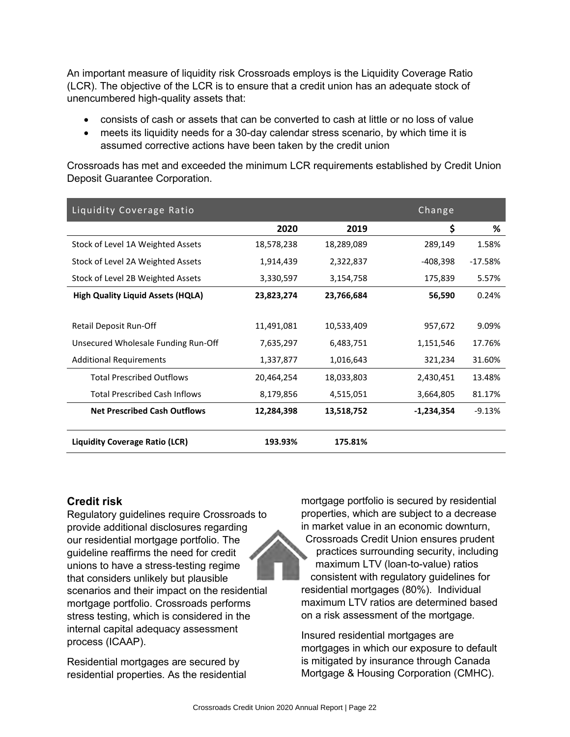An important measure of liquidity risk Crossroads employs is the Liquidity Coverage Ratio (LCR). The objective of the LCR is to ensure that a credit union has an adequate stock of unencumbered high-quality assets that:

- consists of cash or assets that can be converted to cash at little or no loss of value
- meets its liquidity needs for a 30-day calendar stress scenario, by which time it is assumed corrective actions have been taken by the credit union

Crossroads has met and exceeded the minimum LCR requirements established by Credit Union Deposit Guarantee Corporation.

| Liquidity Coverage Ratio | | | Change | |
|---|---|---|---|---|
| | **2020** | **2019** | **$** | **%** |
| Stock of Level 1A Weighted Assets | 18,578,238 | 18,289,089 | 289,149 | 1.58% |
| Stock of Level 2A Weighted Assets | 1,914,439 | 2,322,837 | -408,398 | -17.58% |
| Stock of Level 2B Weighted Assets | 3,330,597 | 3,154,758 | 175,839 | 5.57% |
| **High Quality Liquid Assets (HQLA)** | **23,823,274** | **23,766,684** | **56,590** | 0.24% |
| Retail Deposit Run-Off | 11,491,081 | 10,533,409 | 957,672 | 9.09% |
| Unsecured Wholesale Funding Run-Off | 7,635,297 | 6,483,751 | 1,151,546 | 17.76% |
| Additional Requirements | 1,337,877 | 1,016,643 | 321,234 | 31.60% |
| Total Prescribed Outflows | 20,464,254 | 18,033,803 | 2,430,451 | 13.48% |
| Total Prescribed Cash Inflows | 8,179,856 | 4,515,051 | 3,664,805 | 81.17% |
| **Net Prescribed Cash Outflows** | **12,284,398** | **13,518,752** | **-1,234,354** | -9.13% |
| **Liquidity Coverage Ratio (LCR)** | **193.93%** | **175.81%** | | |

## Credit risk

Regulatory guidelines require Crossroads to provide additional disclosures regarding our residential mortgage portfolio. The guideline reaffirms the need for credit unions to have a stress-testing regime that considers unlikely but plausible scenarios and their impact on the residential mortgage portfolio. Crossroads performs stress testing, which is considered in the internal capital adequacy assessment process (ICAAP).

Residential mortgages are secured by residential properties. As the residential mortgage portfolio is secured by residential properties, which are subject to a decrease in market value in an economic downturn, Crossroads Credit Union ensures prudent practices surrounding security, including maximum LTV (loan-to-value) ratios consistent with regulatory guidelines for residential mortgages (80%). Individual maximum LTV ratios are determined based on a risk assessment of the mortgage.

Insured residential mortgages are mortgages in which our exposure to default is mitigated by insurance through Canada Mortgage & Housing Corporation (CMHC).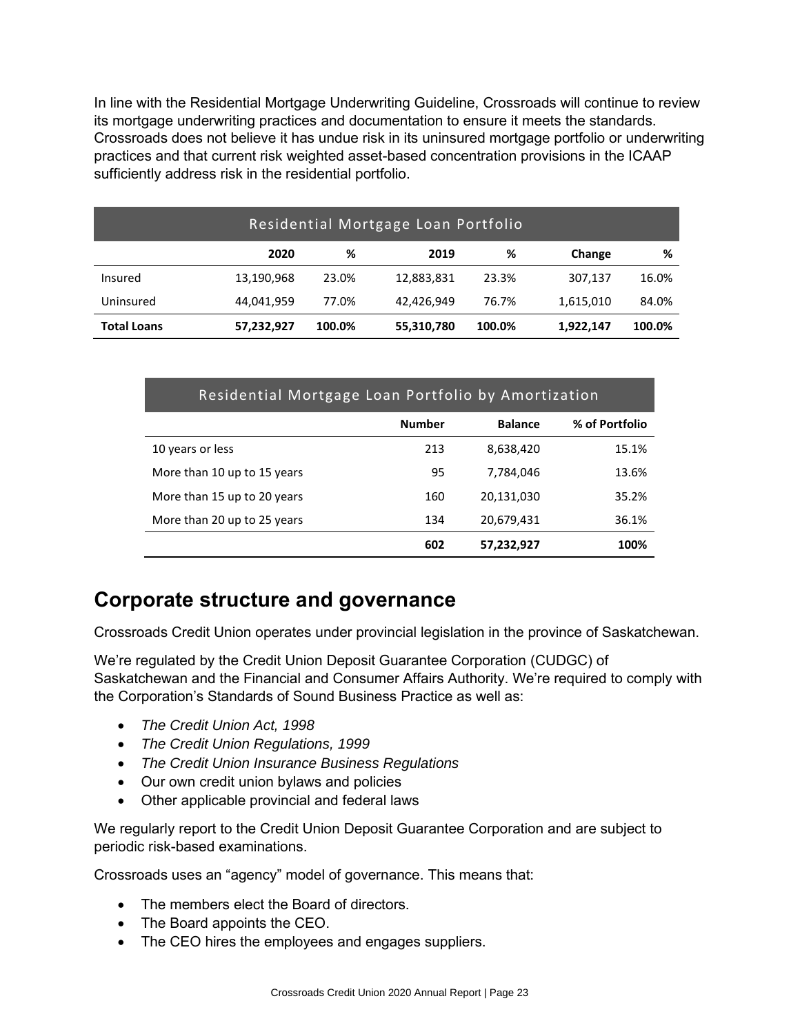In line with the Residential Mortgage Underwriting Guideline, Crossroads will continue to review its mortgage underwriting practices and documentation to ensure it meets the standards. Crossroads does not believe it has undue risk in its uninsured mortgage portfolio or underwriting practices and that current risk weighted asset-based concentration provisions in the ICAAP sufficiently address risk in the residential portfolio.

| Residential Mortgage Loan Portfolio | | | | | | |
|---|---|---|---|---|---|---|
| | **2020** | **%** | **2019** | **%** | **Change** | **%** |
| Insured | 13,190,968 | 23.0% | 12,883,831 | 23.3% | 307,137 | 16.0% |
| Uninsured | 44,041,959 | 77.0% | 42,426,949 | 76.7% | 1,615,010 | 84.0% |
| **Total Loans** | **57,232,927** | **100.0%** | **55,310,780** | **100.0%** | **1,922,147** | **100.0%** |

| Residential Mortgage Loan Portfolio by Amortization | | | |
|---|---|---|---|
| | **Number** | **Balance** | **% of Portfolio** |
| 10 years or less | 213 | 8,638,420 | 15.1% |
| More than 10 up to 15 years | 95 | 7,784,046 | 13.6% |
| More than 15 up to 20 years | 160 | 20,131,030 | 35.2% |
| More than 20 up to 25 years | 134 | 20,679,431 | 36.1% |
| | **602** | **57,232,927** | **100%** |

## Corporate structure and governance

Crossroads Credit Union operates under provincial legislation in the province of Saskatchewan.

We're regulated by the Credit Union Deposit Guarantee Corporation (CUDGC) of Saskatchewan and the Financial and Consumer Affairs Authority. We're required to comply with the Corporation's Standards of Sound Business Practice as well as:

- *The Credit Union Act, 1998*
- *The Credit Union Regulations, 1999*
- *The Credit Union Insurance Business Regulations*
- Our own credit union bylaws and policies
- Other applicable provincial and federal laws

We regularly report to the Credit Union Deposit Guarantee Corporation and are subject to periodic risk-based examinations.

Crossroads uses an "agency" model of governance. This means that:

- The members elect the Board of directors.
- The Board appoints the CEO.
- The CEO hires the employees and engages suppliers.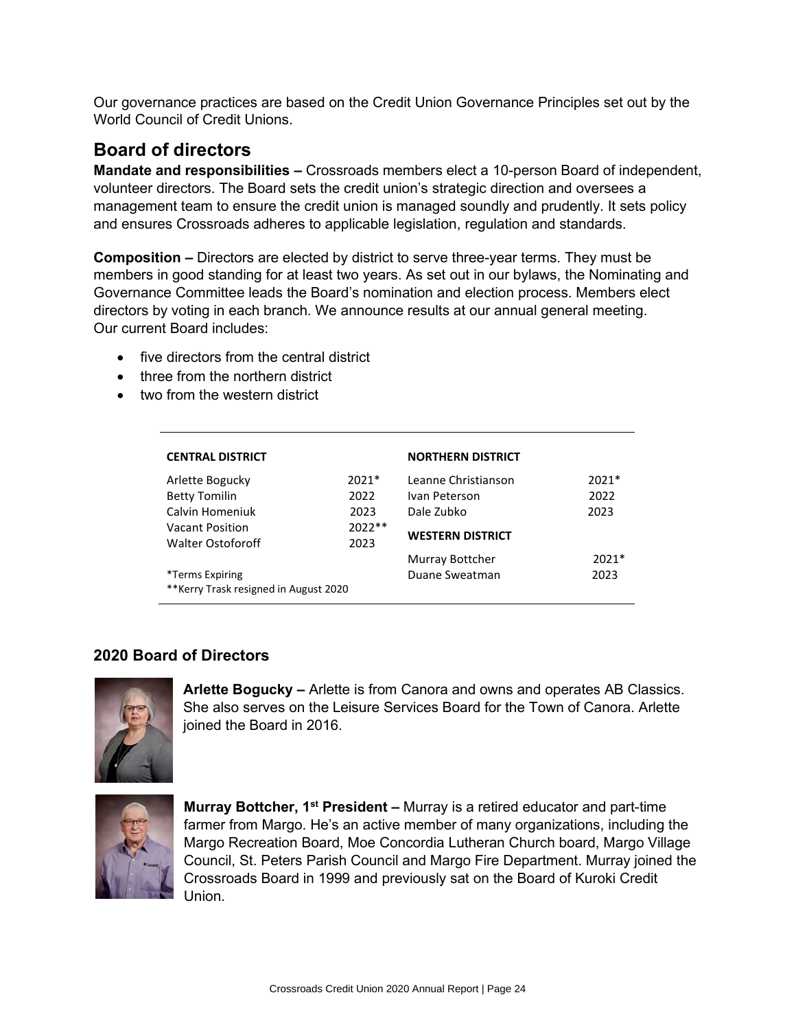Our governance practices are based on the Credit Union Governance Principles set out by the World Council of Credit Unions.

## Board of directors

**Mandate and responsibilities –** Crossroads members elect a 10-person Board of independent, volunteer directors. The Board sets the credit union's strategic direction and oversees a management team to ensure the credit union is managed soundly and prudently. It sets policy and ensures Crossroads adheres to applicable legislation, regulation and standards.

**Composition –** Directors are elected by district to serve three-year terms. They must be members in good standing for at least two years. As set out in our bylaws, the Nominating and Governance Committee leads the Board's nomination and election process. Members elect directors by voting in each branch. We announce results at our annual general meeting. Our current Board includes:

- five directors from the central district
- three from the northern district
- two from the western district

| CENTRAL DISTRICT | | NORTHERN DISTRICT | |
|---|---|---|---|
| Arlette Bogucky | 2021* | Leanne Christianson | 2021* |
| Betty Tomilin | 2022 | Ivan Peterson | 2022 |
| Calvin Homeniuk | 2023 | Dale Zubko | 2023 |
| Vacant Position | 2022** | **WESTERN DISTRICT** | |
| Walter Ostoforoff | 2023 | Murray Bottcher | 2021* |
| | | Duane Sweatman | 2023 |

*Terms Expiring
**Kerry Trask resigned in August 2020

### 2020 Board of Directors

**Arlette Bogucky –** Arlette is from Canora and owns and operates AB Classics. She also serves on the Leisure Services Board for the Town of Canora. Arlette joined the Board in 2016.

**Murray Bottcher, 1st President –** Murray is a retired educator and part-time farmer from Margo. He's an active member of many organizations, including the Margo Recreation Board, Moe Concordia Lutheran Church board, Margo Village Council, St. Peters Parish Council and Margo Fire Department. Murray joined the Crossroads Board in 1999 and previously sat on the Board of Kuroki Credit Union.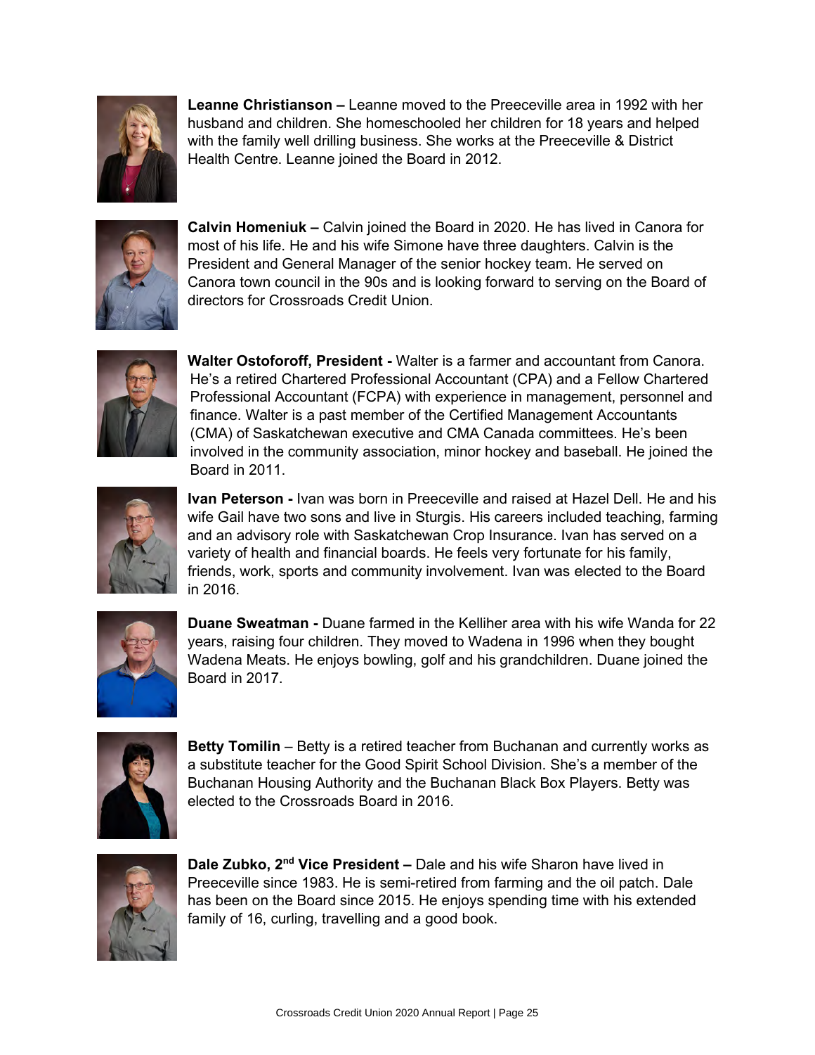**Leanne Christianson –** Leanne moved to the Preeceville area in 1992 with her husband and children. She homeschooled her children for 18 years and helped with the family well drilling business. She works at the Preeceville & District Health Centre. Leanne joined the Board in 2012.

**Calvin Homeniuk –** Calvin joined the Board in 2020. He has lived in Canora for most of his life. He and his wife Simone have three daughters. Calvin is the President and General Manager of the senior hockey team. He served on Canora town council in the 90s and is looking forward to serving on the Board of directors for Crossroads Credit Union.

**Walter Ostoforoff, President -** Walter is a farmer and accountant from Canora. He's a retired Chartered Professional Accountant (CPA) and a Fellow Chartered Professional Accountant (FCPA) with experience in management, personnel and finance. Walter is a past member of the Certified Management Accountants (CMA) of Saskatchewan executive and CMA Canada committees. He's been involved in the community association, minor hockey and baseball. He joined the Board in 2011.

**Ivan Peterson -** Ivan was born in Preeceville and raised at Hazel Dell. He and his wife Gail have two sons and live in Sturgis. His careers included teaching, farming and an advisory role with Saskatchewan Crop Insurance. Ivan has served on a variety of health and financial boards. He feels very fortunate for his family, friends, work, sports and community involvement. Ivan was elected to the Board in 2016.

**Duane Sweatman -** Duane farmed in the Kelliher area with his wife Wanda for 22 years, raising four children. They moved to Wadena in 1996 when they bought Wadena Meats. He enjoys bowling, golf and his grandchildren. Duane joined the Board in 2017.

**Betty Tomilin** – Betty is a retired teacher from Buchanan and currently works as a substitute teacher for the Good Spirit School Division. She's a member of the Buchanan Housing Authority and the Buchanan Black Box Players. Betty was elected to the Crossroads Board in 2016.

**Dale Zubko, 2nd Vice President –** Dale and his wife Sharon have lived in Preeceville since 1983. He is semi-retired from farming and the oil patch. Dale has been on the Board since 2015. He enjoys spending time with his extended family of 16, curling, travelling and a good book.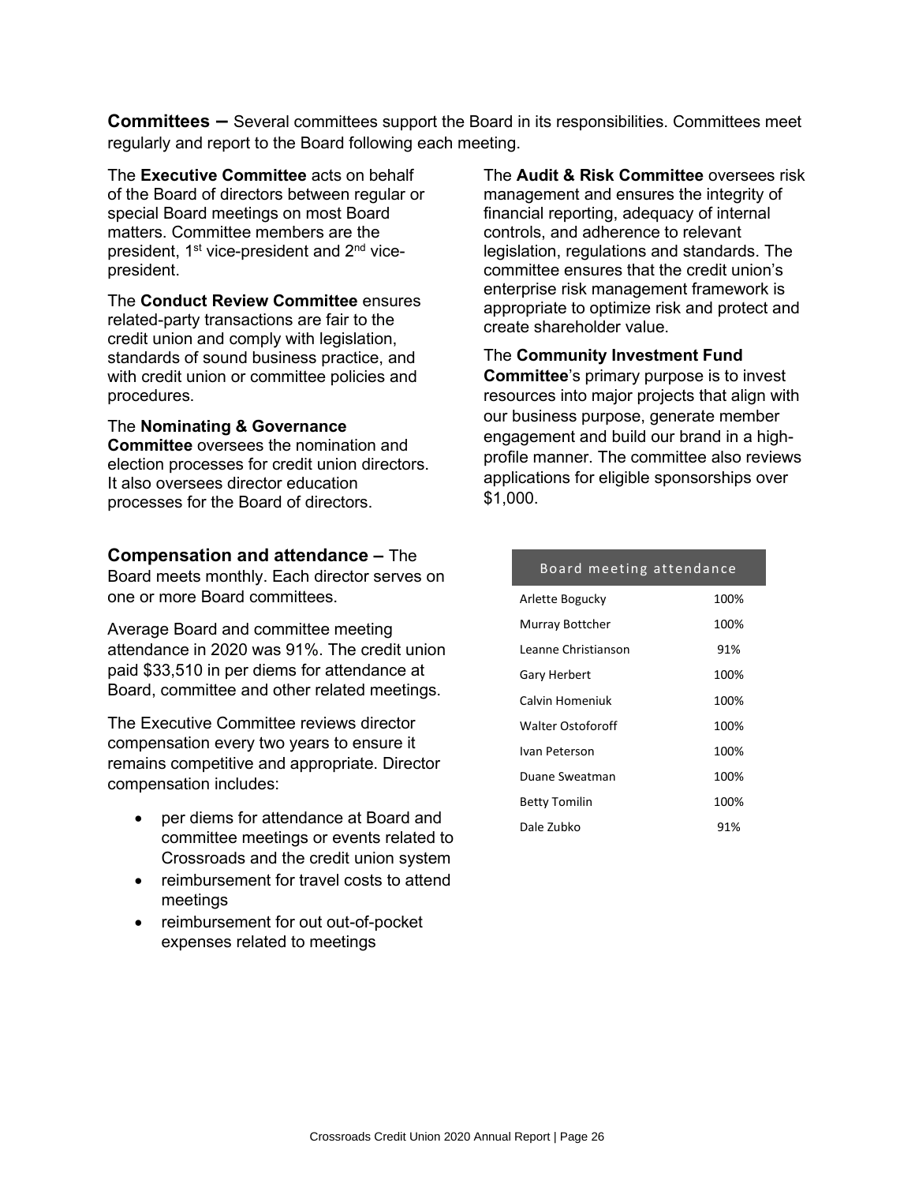**Committees –** Several committees support the Board in its responsibilities. Committees meet regularly and report to the Board following each meeting.

The **Executive Committee** acts on behalf of the Board of directors between regular or special Board meetings on most Board matters. Committee members are the president, 1st vice-president and 2nd vice-president.

The **Conduct Review Committee** ensures related-party transactions are fair to the credit union and comply with legislation, standards of sound business practice, and with credit union or committee policies and procedures.

The **Nominating & Governance Committee** oversees the nomination and election processes for credit union directors. It also oversees director education processes for the Board of directors.

The **Audit & Risk Committee** oversees risk management and ensures the integrity of financial reporting, adequacy of internal controls, and adherence to relevant legislation, regulations and standards. The committee ensures that the credit union's enterprise risk management framework is appropriate to optimize risk and protect and create shareholder value.

The **Community Investment Fund Committee**'s primary purpose is to invest resources into major projects that align with our business purpose, generate member engagement and build our brand in a high-profile manner. The committee also reviews applications for eligible sponsorships over $1,000.

**Compensation and attendance –** The Board meets monthly. Each director serves on one or more Board committees.

Average Board and committee meeting attendance in 2020 was 91%. The credit union paid $33,510 in per diems for attendance at Board, committee and other related meetings.

The Executive Committee reviews director compensation every two years to ensure it remains competitive and appropriate. Director compensation includes:

- per diems for attendance at Board and committee meetings or events related to Crossroads and the credit union system
- reimbursement for travel costs to attend meetings
- reimbursement for out out-of-pocket expenses related to meetings

| Board meeting attendance | |
|---|---|
| Arlette Bogucky | 100% |
| Murray Bottcher | 100% |
| Leanne Christianson | 91% |
| Gary Herbert | 100% |
| Calvin Homeniuk | 100% |
| Walter Ostoforoff | 100% |
| Ivan Peterson | 100% |
| Duane Sweatman | 100% |
| Betty Tomilin | 100% |
| Dale Zubko | 91% |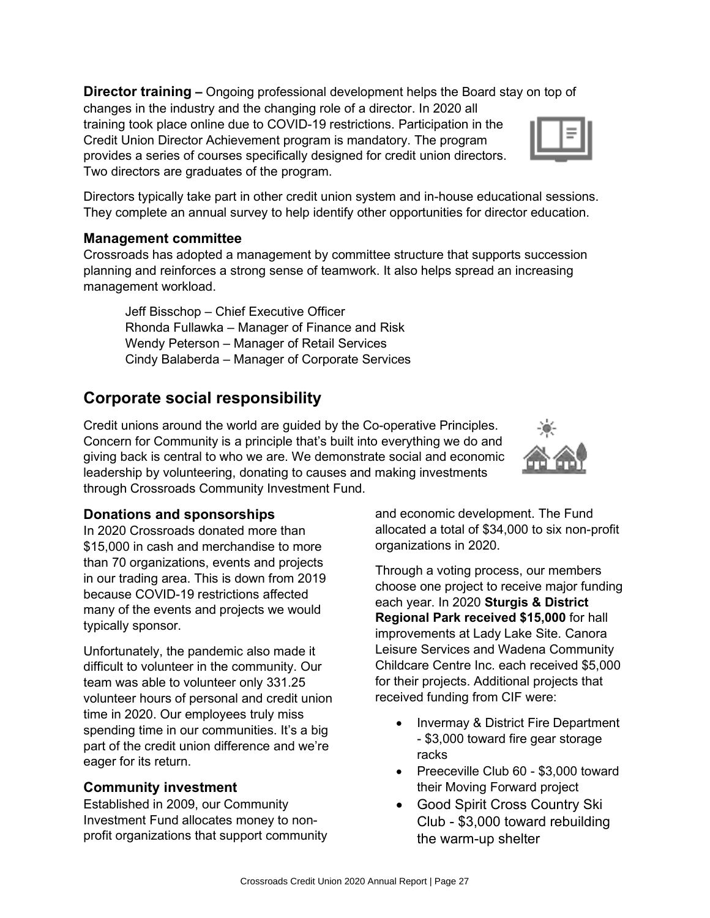**Director training –** Ongoing professional development helps the Board stay on top of changes in the industry and the changing role of a director. In 2020 all training took place online due to COVID-19 restrictions. Participation in the Credit Union Director Achievement program is mandatory. The program provides a series of courses specifically designed for credit union directors. Two directors are graduates of the program.

Directors typically take part in other credit union system and in-house educational sessions. They complete an annual survey to help identify other opportunities for director education.

### Management committee

Crossroads has adopted a management by committee structure that supports succession planning and reinforces a strong sense of teamwork. It also helps spread an increasing management workload.

Jeff Bisschop – Chief Executive Officer
Rhonda Fullawka – Manager of Finance and Risk
Wendy Peterson – Manager of Retail Services
Cindy Balaberda – Manager of Corporate Services

## Corporate social responsibility

Credit unions around the world are guided by the Co-operative Principles. Concern for Community is a principle that's built into everything we do and giving back is central to who we are. We demonstrate social and economic leadership by volunteering, donating to causes and making investments through Crossroads Community Investment Fund.

### Donations and sponsorships

In 2020 Crossroads donated more than $15,000 in cash and merchandise to more than 70 organizations, events and projects in our trading area. This is down from 2019 because COVID-19 restrictions affected many of the events and projects we would typically sponsor.

Unfortunately, the pandemic also made it difficult to volunteer in the community. Our team was able to volunteer only 331.25 volunteer hours of personal and credit union time in 2020. Our employees truly miss spending time in our communities. It's a big part of the credit union difference and we're eager for its return.

### Community investment

Established in 2009, our Community Investment Fund allocates money to non-profit organizations that support community and economic development. The Fund allocated a total of $34,000 to six non-profit organizations in 2020.

Through a voting process, our members choose one project to receive major funding each year. In 2020 **Sturgis & District Regional Park received $15,000** for hall improvements at Lady Lake Site. Canora Leisure Services and Wadena Community Childcare Centre Inc. each received $5,000 for their projects. Additional projects that received funding from CIF were:

- Invermay & District Fire Department - $3,000 toward fire gear storage racks
- Preeceville Club 60 - $3,000 toward their Moving Forward project
- Good Spirit Cross Country Ski Club - $3,000 toward rebuilding the warm-up shelter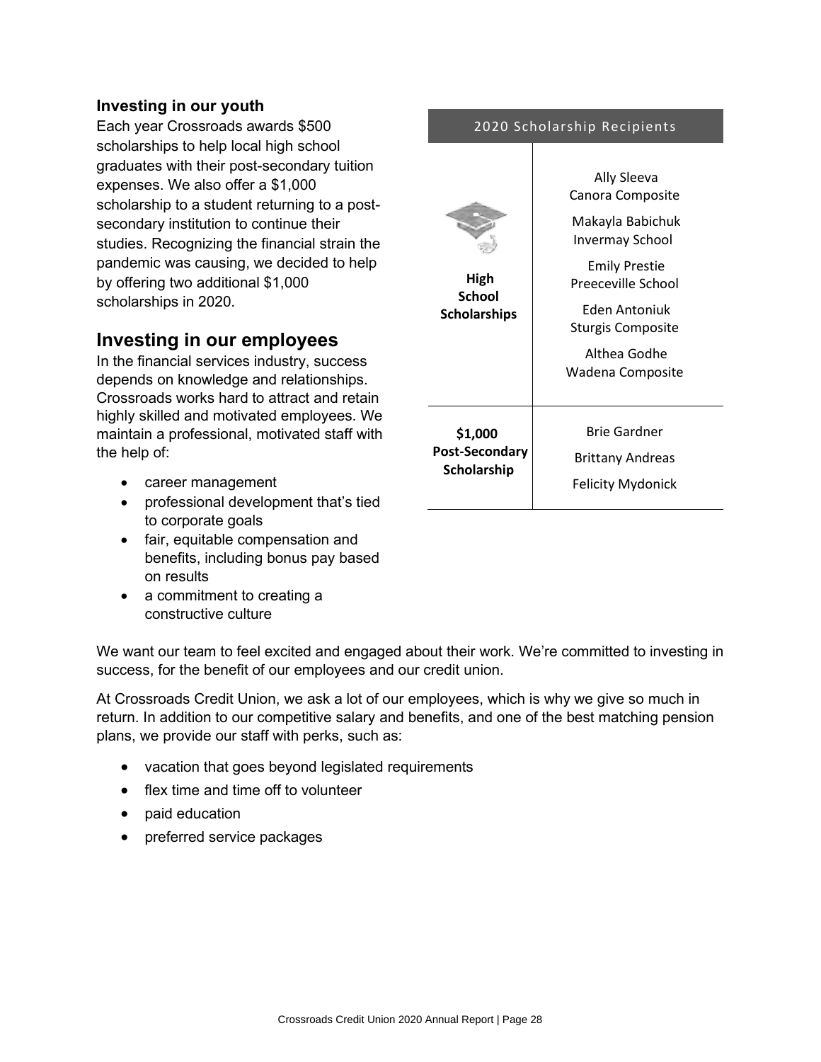### Investing in our youth

Each year Crossroads awards $500 scholarships to help local high school graduates with their post-secondary tuition expenses. We also offer a $1,000 scholarship to a student returning to a post-secondary institution to continue their studies. Recognizing the financial strain the pandemic was causing, we decided to help by offering two additional $1,000 scholarships in 2020.

| 2020 Scholarship Recipients | |
|---|---|
| **High School Scholarships** | Ally Sleeva, Canora Composite<br>Makayla Babichuk, Invermay School<br>Emily Prestie, Preeceville School<br>Eden Antoniuk, Sturgis Composite<br>Althea Godhe, Wadena Composite |
| **$1,000 Post-Secondary Scholarship** | Brie Gardner<br>Brittany Andreas<br>Felicity Mydonick |

## Investing in our employees

In the financial services industry, success depends on knowledge and relationships. Crossroads works hard to attract and retain highly skilled and motivated employees. We maintain a professional, motivated staff with the help of:

- career management
- professional development that's tied to corporate goals
- fair, equitable compensation and benefits, including bonus pay based on results
- a commitment to creating a constructive culture

We want our team to feel excited and engaged about their work. We're committed to investing in success, for the benefit of our employees and our credit union.

At Crossroads Credit Union, we ask a lot of our employees, which is why we give so much in return. In addition to our competitive salary and benefits, and one of the best matching pension plans, we provide our staff with perks, such as:

- vacation that goes beyond legislated requirements
- flex time and time off to volunteer
- paid education
- preferred service packages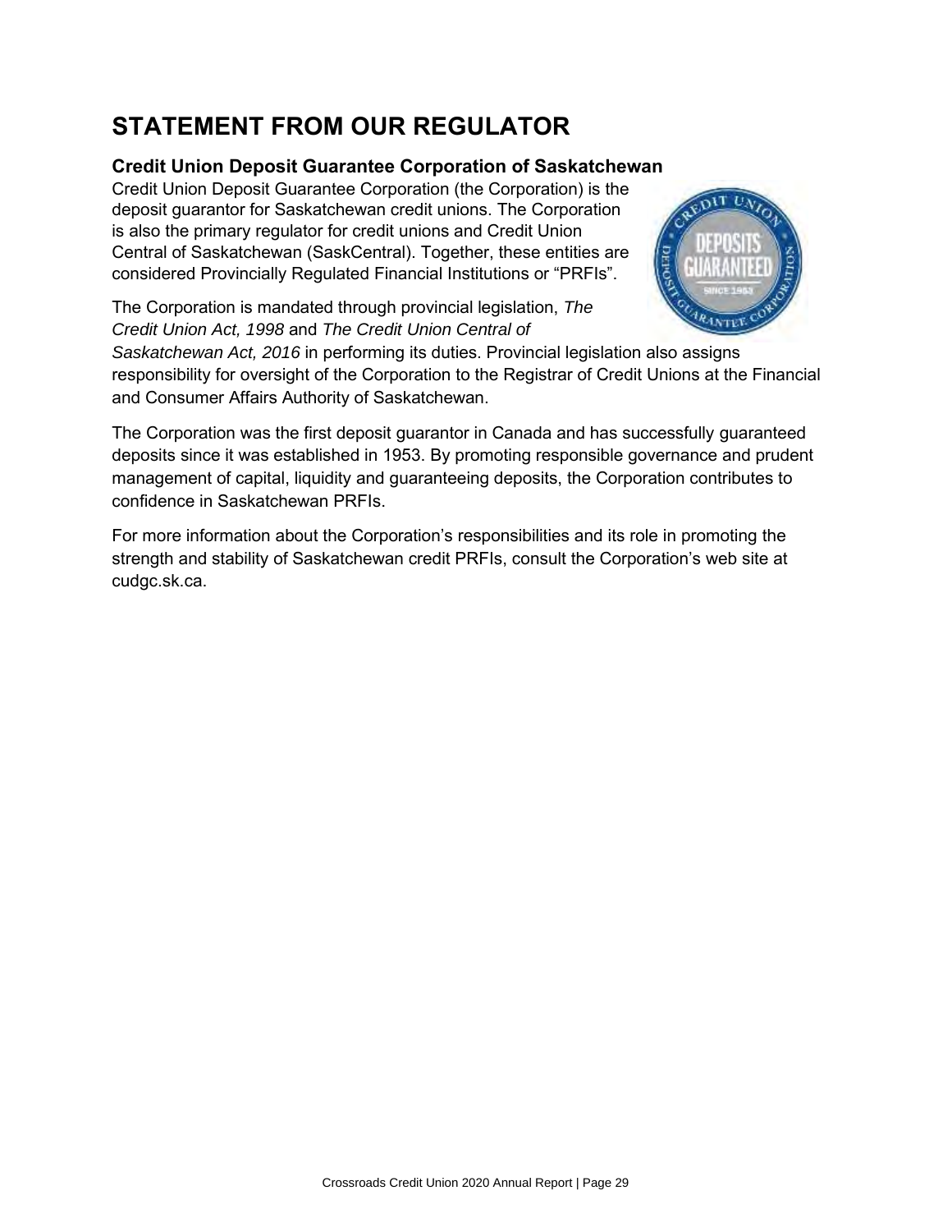# STATEMENT FROM OUR REGULATOR

### Credit Union Deposit Guarantee Corporation of Saskatchewan

Credit Union Deposit Guarantee Corporation (the Corporation) is the deposit guarantor for Saskatchewan credit unions. The Corporation is also the primary regulator for credit unions and Credit Union Central of Saskatchewan (SaskCentral). Together, these entities are considered Provincially Regulated Financial Institutions or "PRFIs".

The Corporation is mandated through provincial legislation, *The Credit Union Act, 1998* and *The Credit Union Central of Saskatchewan Act, 2016* in performing its duties. Provincial legislation also assigns responsibility for oversight of the Corporation to the Registrar of Credit Unions at the Financial and Consumer Affairs Authority of Saskatchewan.

The Corporation was the first deposit guarantor in Canada and has successfully guaranteed deposits since it was established in 1953. By promoting responsible governance and prudent management of capital, liquidity and guaranteeing deposits, the Corporation contributes to confidence in Saskatchewan PRFIs.

For more information about the Corporation's responsibilities and its role in promoting the strength and stability of Saskatchewan credit PRFIs, consult the Corporation's web site at cudgc.sk.ca.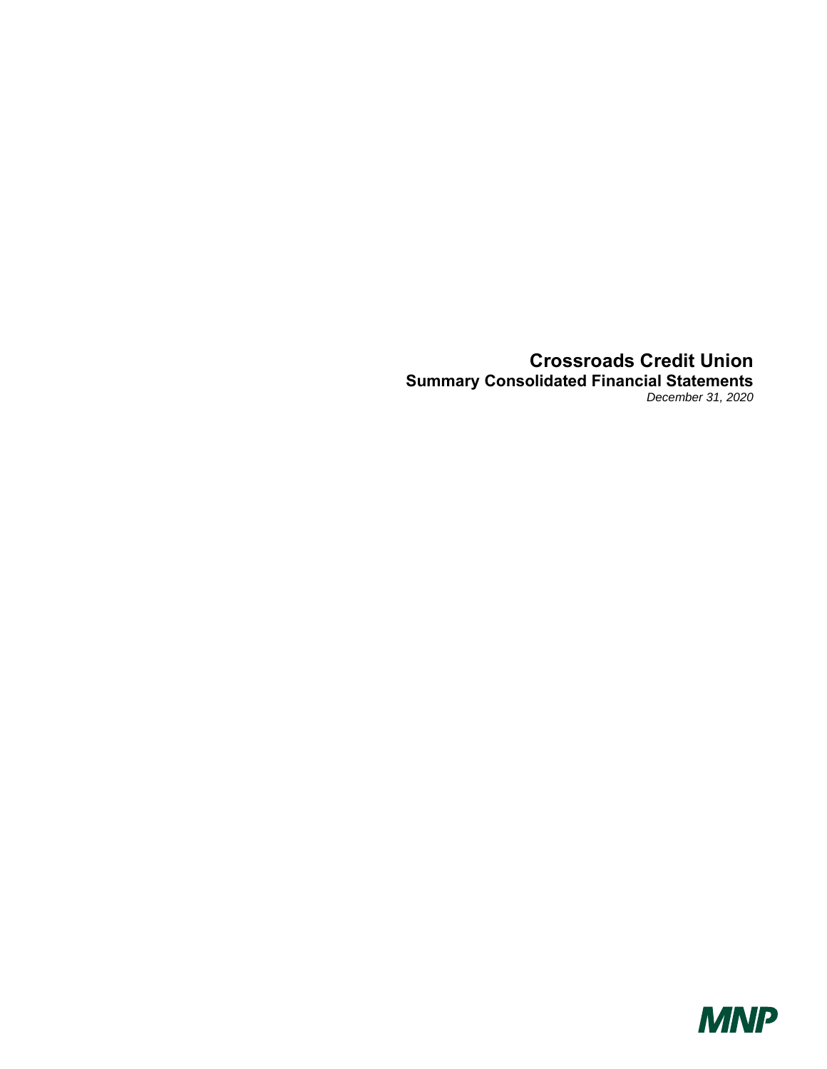# Crossroads Credit Union

## Summary Consolidated Financial Statements

*December 31, 2020*

MNP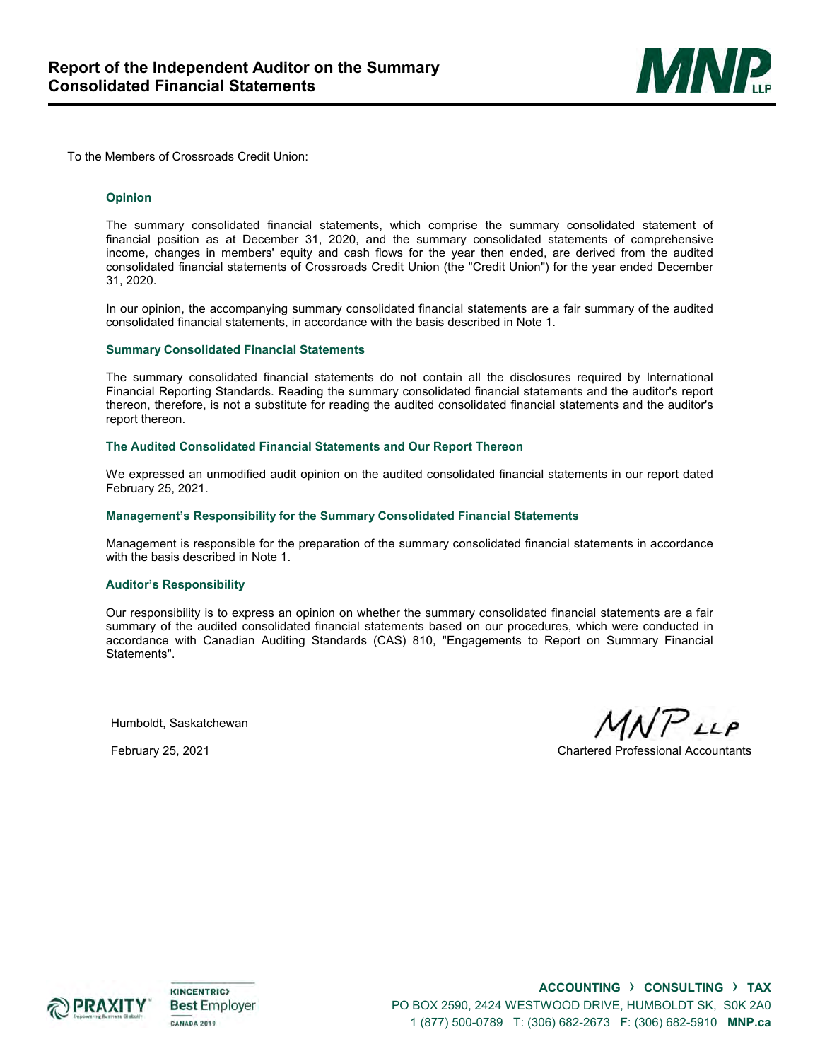# Report of the Independent Auditor on the Summary Consolidated Financial Statements

To the Members of Crossroads Credit Union:

### Opinion

The summary consolidated financial statements, which comprise the summary consolidated statement of financial position as at December 31, 2020, and the summary consolidated statements of comprehensive income, changes in members' equity and cash flows for the year then ended, are derived from the audited consolidated financial statements of Crossroads Credit Union (the "Credit Union") for the year ended December 31, 2020.

In our opinion, the accompanying summary consolidated financial statements are a fair summary of the audited consolidated financial statements, in accordance with the basis described in Note 1.

### Summary Consolidated Financial Statements

The summary consolidated financial statements do not contain all the disclosures required by International Financial Reporting Standards. Reading the summary consolidated financial statements and the auditor's report thereon, therefore, is not a substitute for reading the audited consolidated financial statements and the auditor's report thereon.

### The Audited Consolidated Financial Statements and Our Report Thereon

We expressed an unmodified audit opinion on the audited consolidated financial statements in our report dated February 25, 2021.

### Management's Responsibility for the Summary Consolidated Financial Statements

Management is responsible for the preparation of the summary consolidated financial statements in accordance with the basis described in Note 1.

### Auditor's Responsibility

Our responsibility is to express an opinion on whether the summary consolidated financial statements are a fair summary of the audited consolidated financial statements based on our procedures, which were conducted in accordance with Canadian Auditing Standards (CAS) 810, "Engagements to Report on Summary Financial Statements".

Humboldt, Saskatchewan

February 25, 2021

MNP LLP

Chartered Professional Accountants

ACCOUNTING › CONSULTING › TAX

PO BOX 2590, 2424 WESTWOOD DRIVE, HUMBOLDT SK, S0K 2A0

1 (877) 500-0789 T: (306) 682-2673 F: (306) 682-5910 **MNP.ca**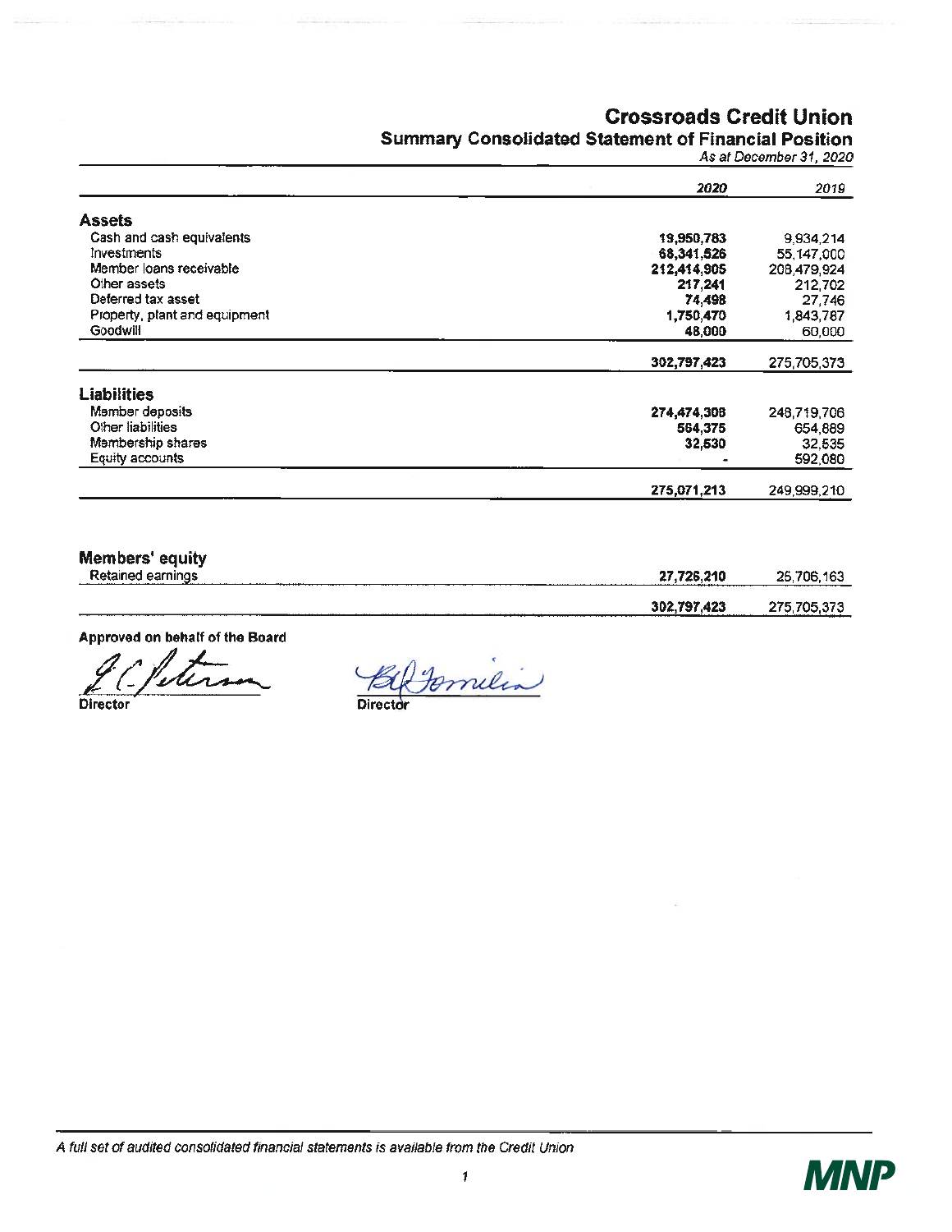# Crossroads Credit Union

## Summary Consolidated Statement of Financial Position

*As at December 31, 2020*

| | 2020 | 2019 |
|---|---|---|
| **Assets** | | |
| Cash and cash equivalents | 19,950,783 | 9,934,214 |
| Investments | 68,341,526 | 55,147,000 |
| Member loans receivable | 212,414,905 | 208,479,924 |
| Other assets | 217,241 | 212,702 |
| Deferred tax asset | 74,498 | 27,746 |
| Property, plant and equipment | 1,750,470 | 1,843,787 |
| Goodwill | 48,000 | 60,000 |
| | 302,797,423 | 275,705,373 |
| **Liabilities** | | |
| Member deposits | 274,474,308 | 248,719,706 |
| Other liabilities | 564,375 | 654,889 |
| Membership shares | 32,530 | 32,535 |
| Equity accounts | - | 592,080 |
| | 275,071,213 | 249,999,210 |
| **Members' equity** | | |
| Retained earnings | 27,726,210 | 25,706,163 |
| | 302,797,423 | 275,705,373 |

**Approved on behalf of the Board**

Director

Director

*A full set of audited consolidated financial statements is available from the Credit Union*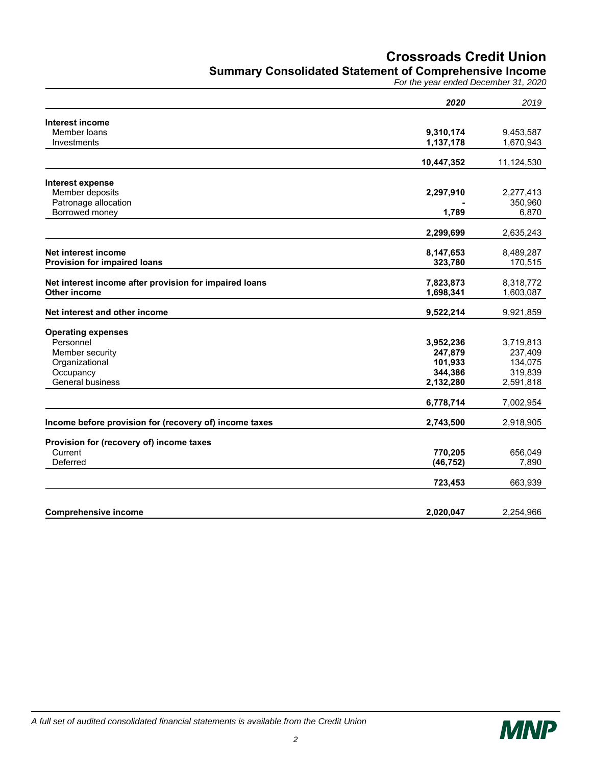# Crossroads Credit Union

## Summary Consolidated Statement of Comprehensive Income

*For the year ended December 31, 2020*

| | **2020** | *2019* |
|---|---|---|
| **Interest income** | | |
| Member loans | **9,310,174** | 9,453,587 |
| Investments | **1,137,178** | 1,670,943 |
| | **10,447,352** | 11,124,530 |
| **Interest expense** | | |
| Member deposits | **2,297,910** | 2,277,413 |
| Patronage allocation | **-** | 350,960 |
| Borrowed money | **1,789** | 6,870 |
| | **2,299,699** | 2,635,243 |
| **Net interest income** | **8,147,653** | 8,489,287 |
| **Provision for impaired loans** | **323,780** | 170,515 |
| **Net interest income after provision for impaired loans** | **7,823,873** | 8,318,772 |
| **Other income** | **1,698,341** | 1,603,087 |
| **Net interest and other income** | **9,522,214** | 9,921,859 |
| **Operating expenses** | | |
| Personnel | **3,952,236** | 3,719,813 |
| Member security | **247,879** | 237,409 |
| Organizational | **101,933** | 134,075 |
| Occupancy | **344,386** | 319,839 |
| General business | **2,132,280** | 2,591,818 |
| | **6,778,714** | 7,002,954 |
| **Income before provision for (recovery of) income taxes** | **2,743,500** | 2,918,905 |
| **Provision for (recovery of) income taxes** | | |
| Current | **770,205** | 656,049 |
| Deferred | **(46,752)** | 7,890 |
| | **723,453** | 663,939 |
| **Comprehensive income** | **2,020,047** | 2,254,966 |

*A full set of audited consolidated financial statements is available from the Credit Union*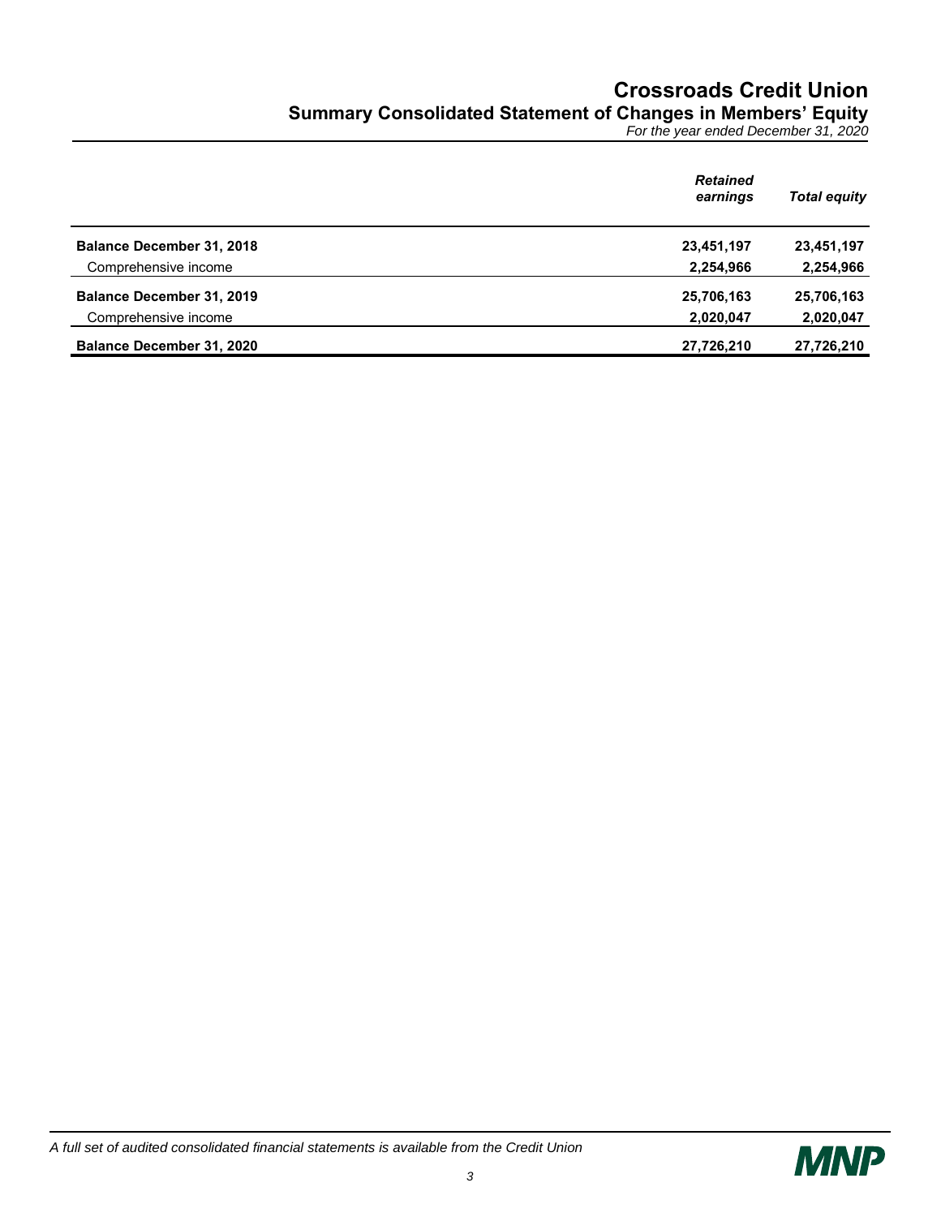# Crossroads Credit Union

## Summary Consolidated Statement of Changes in Members' Equity

*For the year ended December 31, 2020*

| | *Retained earnings* | *Total equity* |
|---|---|---|
| **Balance December 31, 2018** | **23,451,197** | **23,451,197** |
| Comprehensive income | **2,254,966** | **2,254,966** |
| **Balance December 31, 2019** | **25,706,163** | **25,706,163** |
| Comprehensive income | **2,020,047** | **2,020,047** |
| **Balance December 31, 2020** | **27,726,210** | **27,726,210** |

*A full set of audited consolidated financial statements is available from the Credit Union*

MNP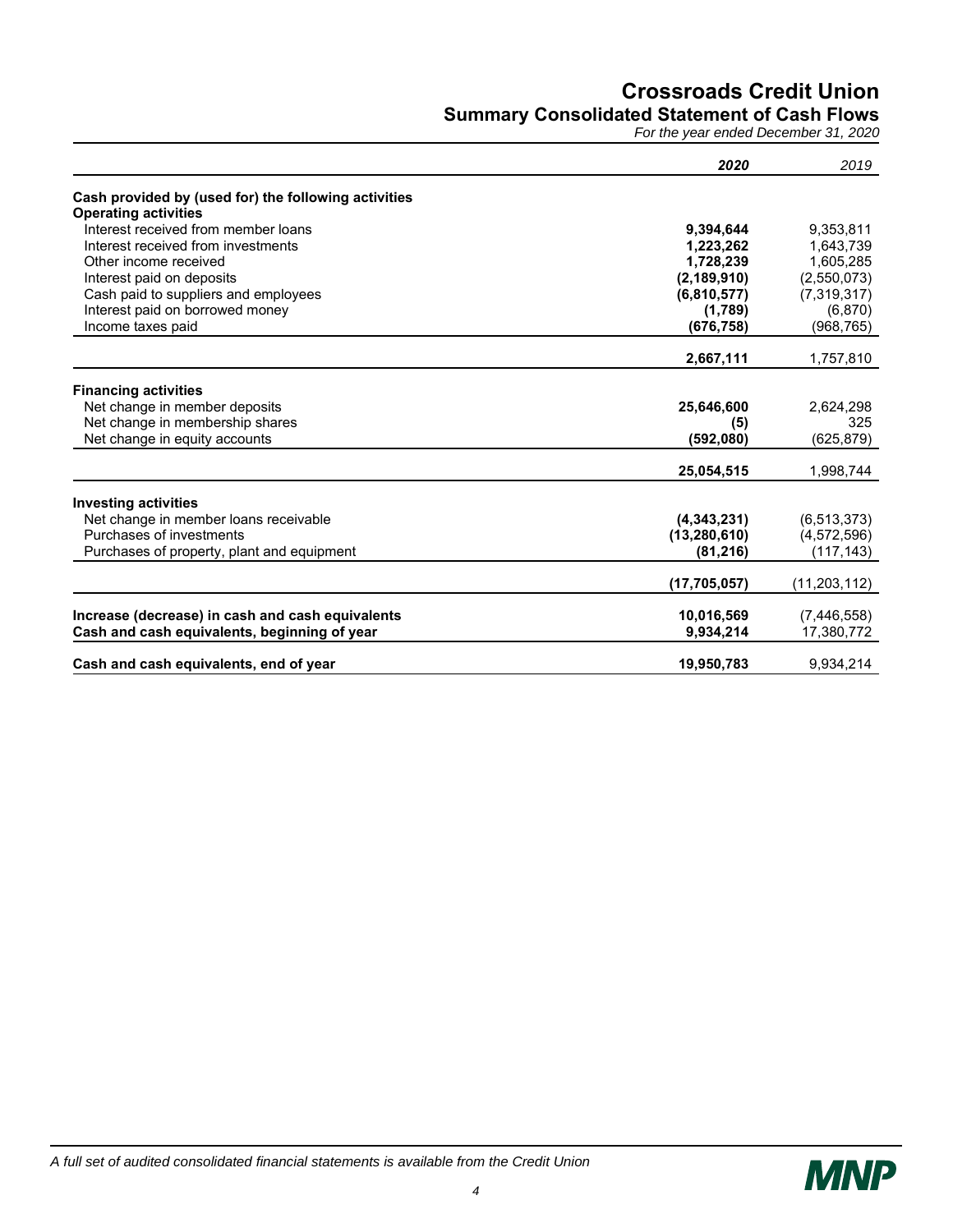# Crossroads Credit Union

## Summary Consolidated Statement of Cash Flows

*For the year ended December 31, 2020*

| | **2020** | 2019 |
|---|---|---|
| **Cash provided by (used for) the following activities** | | |
| **Operating activities** | | |
| Interest received from member loans | **9,394,644** | 9,353,811 |
| Interest received from investments | **1,223,262** | 1,643,739 |
| Other income received | **1,728,239** | 1,605,285 |
| Interest paid on deposits | **(2,189,910)** | (2,550,073) |
| Cash paid to suppliers and employees | **(6,810,577)** | (7,319,317) |
| Interest paid on borrowed money | **(1,789)** | (6,870) |
| Income taxes paid | **(676,758)** | (968,765) |
| | **2,667,111** | 1,757,810 |
| **Financing activities** | | |
| Net change in member deposits | **25,646,600** | 2,624,298 |
| Net change in membership shares | **(5)** | 325 |
| Net change in equity accounts | **(592,080)** | (625,879) |
| | **25,054,515** | 1,998,744 |
| **Investing activities** | | |
| Net change in member loans receivable | **(4,343,231)** | (6,513,373) |
| Purchases of investments | **(13,280,610)** | (4,572,596) |
| Purchases of property, plant and equipment | **(81,216)** | (117,143) |
| | **(17,705,057)** | (11,203,112) |
| **Increase (decrease) in cash and cash equivalents** | **10,016,569** | (7,446,558) |
| **Cash and cash equivalents, beginning of year** | **9,934,214** | 17,380,772 |
| **Cash and cash equivalents, end of year** | **19,950,783** | 9,934,214 |

*A full set of audited consolidated financial statements is available from the Credit Union*

MNP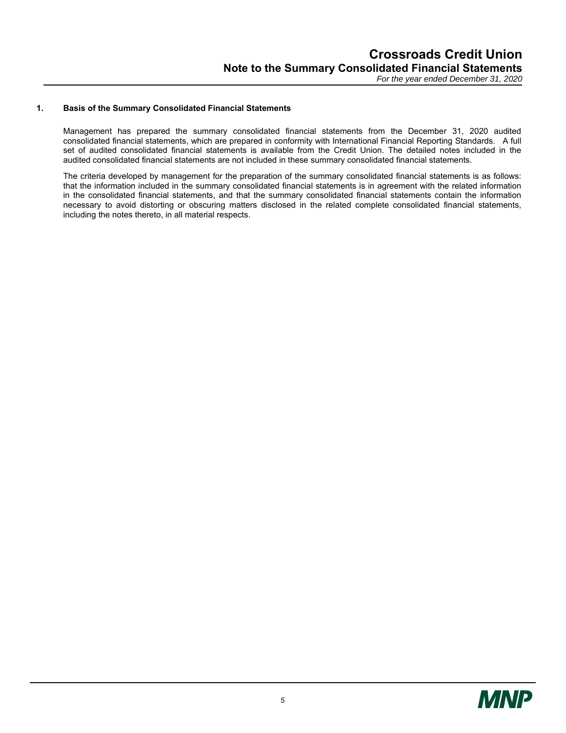## 1. Basis of the Summary Consolidated Financial Statements

Management has prepared the summary consolidated financial statements from the December 31, 2020 audited consolidated financial statements, which are prepared in conformity with International Financial Reporting Standards. A full set of audited consolidated financial statements is available from the Credit Union. The detailed notes included in the audited consolidated financial statements are not included in these summary consolidated financial statements.

The criteria developed by management for the preparation of the summary consolidated financial statements is as follows: that the information included in the summary consolidated financial statements is in agreement with the related information in the consolidated financial statements, and that the summary consolidated financial statements contain the information necessary to avoid distorting or obscuring matters disclosed in the related complete consolidated financial statements, including the notes thereto, in all material respects.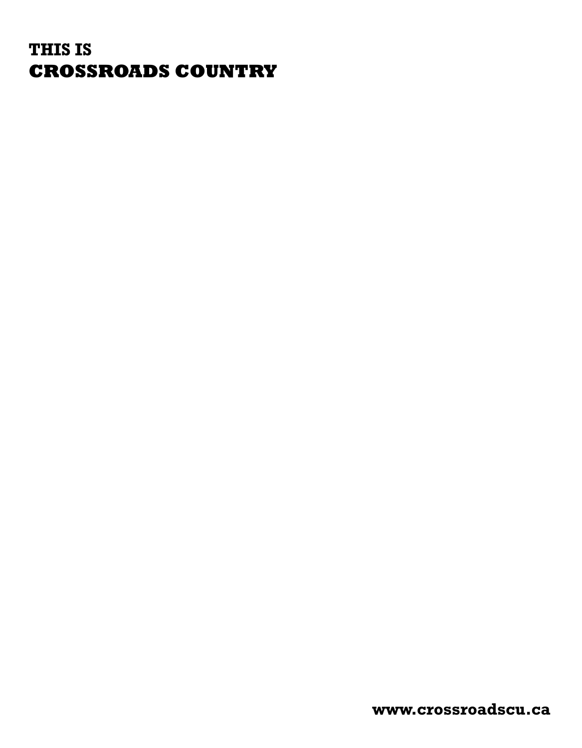**THIS IS**
**CROSSROADS COUNTRY**

**www.crossroadscu.ca**